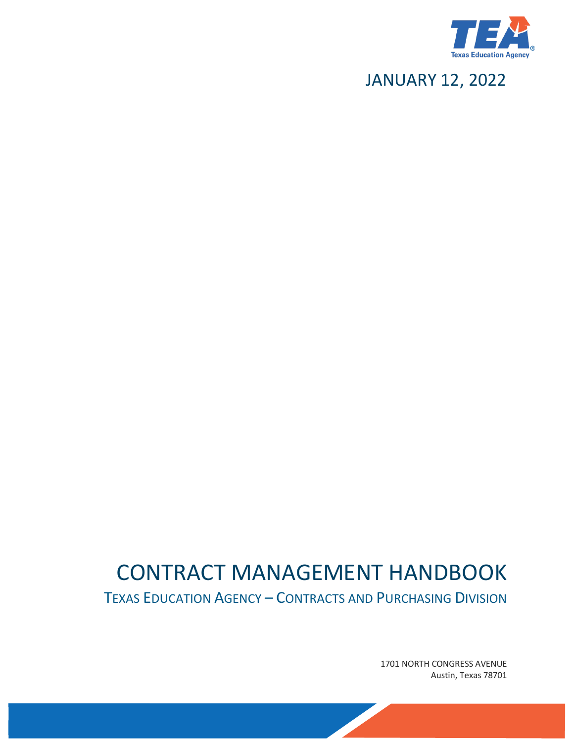TEA

Texas Education Agency

JANUARY 12, 2022

# CONTRACT MANAGEMENT HANDBOOK

## TEXAS EDUCATION AGENCY – CONTRACTS AND PURCHASING DIVISION

1701 NORTH CONGRESS AVENUE
Austin, Texas 78701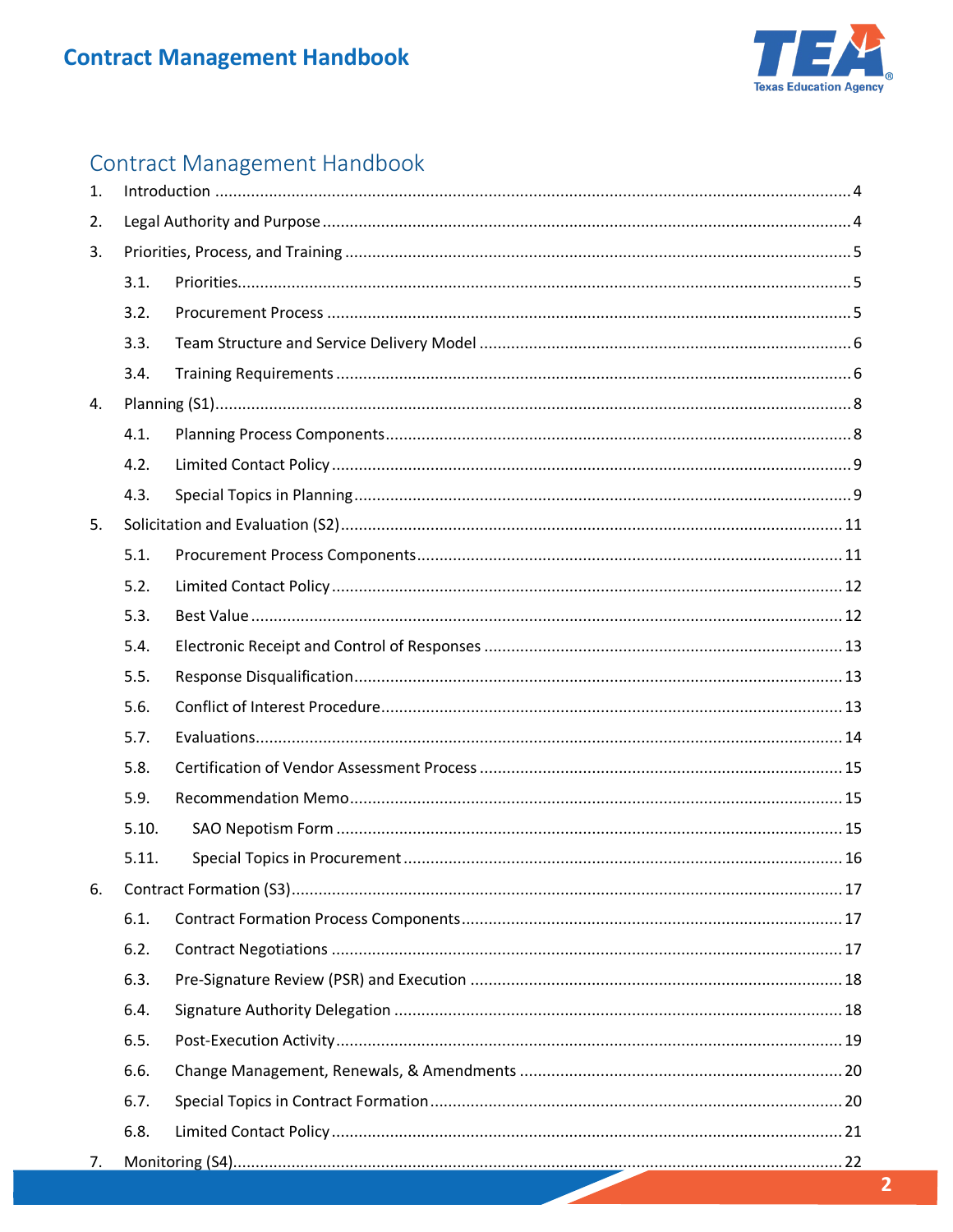# Contract Management Handbook

1. Introduction ............................................................ 4
2. Legal Authority and Purpose ............................................................ 4
3. Priorities, Process, and Training ............................................................ 5
   - 3.1. Priorities ............................................................ 5
   - 3.2. Procurement Process ............................................................ 5
   - 3.3. Team Structure and Service Delivery Model ............................................................ 6
   - 3.4. Training Requirements ............................................................ 6
4. Planning (S1) ............................................................ 8
   - 4.1. Planning Process Components ............................................................ 8
   - 4.2. Limited Contact Policy ............................................................ 9
   - 4.3. Special Topics in Planning ............................................................ 9
5. Solicitation and Evaluation (S2) ............................................................ 11
   - 5.1. Procurement Process Components ............................................................ 11
   - 5.2. Limited Contact Policy ............................................................ 12
   - 5.3. Best Value ............................................................ 12
   - 5.4. Electronic Receipt and Control of Responses ............................................................ 13
   - 5.5. Response Disqualification ............................................................ 13
   - 5.6. Conflict of Interest Procedure ............................................................ 13
   - 5.7. Evaluations ............................................................ 14
   - 5.8. Certification of Vendor Assessment Process ............................................................ 15
   - 5.9. Recommendation Memo ............................................................ 15
   - 5.10. SAO Nepotism Form ............................................................ 15
   - 5.11. Special Topics in Procurement ............................................................ 16
6. Contract Formation (S3) ............................................................ 17
   - 6.1. Contract Formation Process Components ............................................................ 17
   - 6.2. Contract Negotiations ............................................................ 17
   - 6.3. Pre-Signature Review (PSR) and Execution ............................................................ 18
   - 6.4. Signature Authority Delegation ............................................................ 18
   - 6.5. Post-Execution Activity ............................................................ 19
   - 6.6. Change Management, Renewals, & Amendments ............................................................ 20
   - 6.7. Special Topics in Contract Formation ............................................................ 20
   - 6.8. Limited Contact Policy ............................................................ 21
7. Monitoring (S4) ............................................................ 22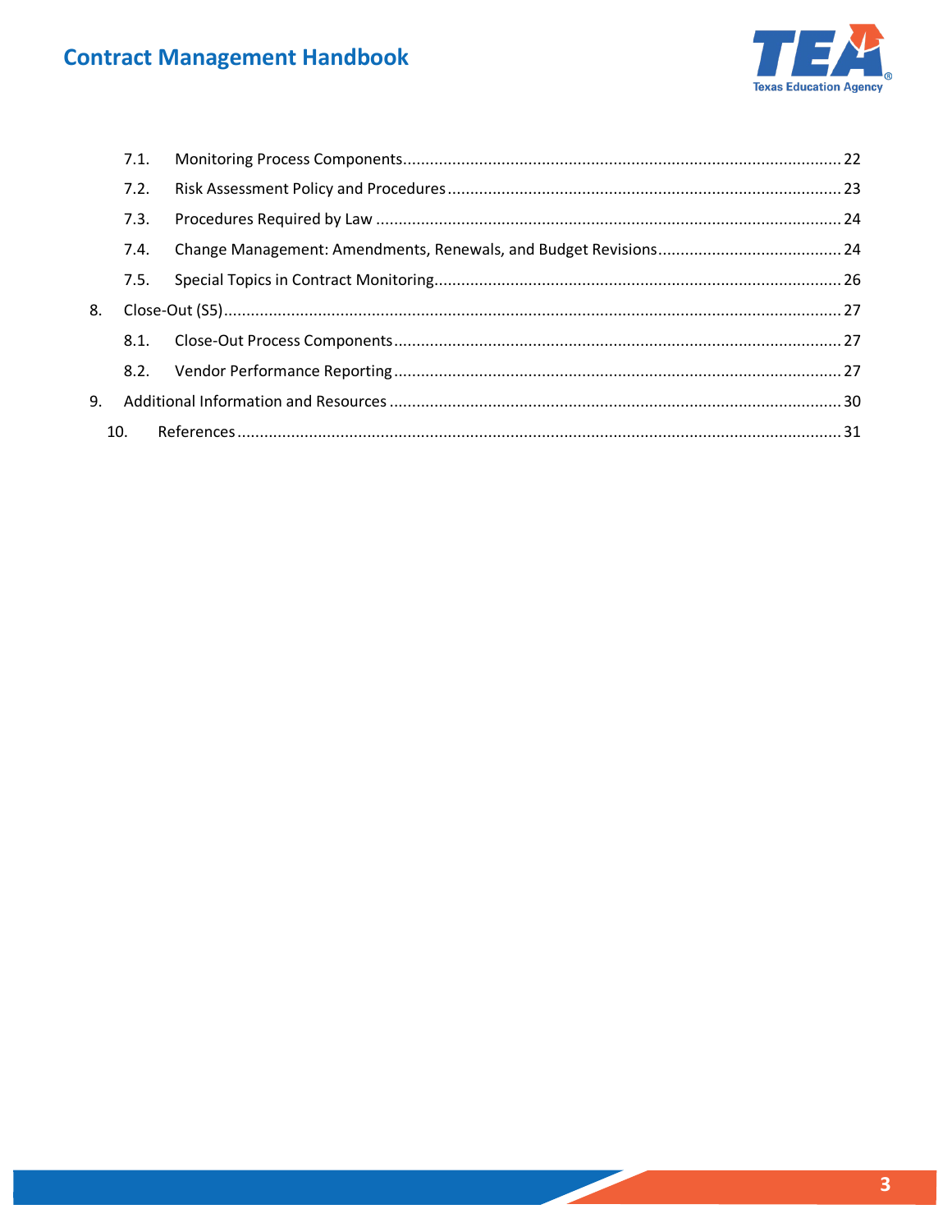- 7.1. Monitoring Process Components ........ 22
- 7.2. Risk Assessment Policy and Procedures ........ 23
- 7.3. Procedures Required by Law ........ 24
- 7.4. Change Management: Amendments, Renewals, and Budget Revisions ........ 24
- 7.5. Special Topics in Contract Monitoring ........ 26

8. Close-Out (S5) ........ 27
   - 8.1. Close-Out Process Components ........ 27
   - 8.2. Vendor Performance Reporting ........ 27
9. Additional Information and Resources ........ 30
10. References ........ 31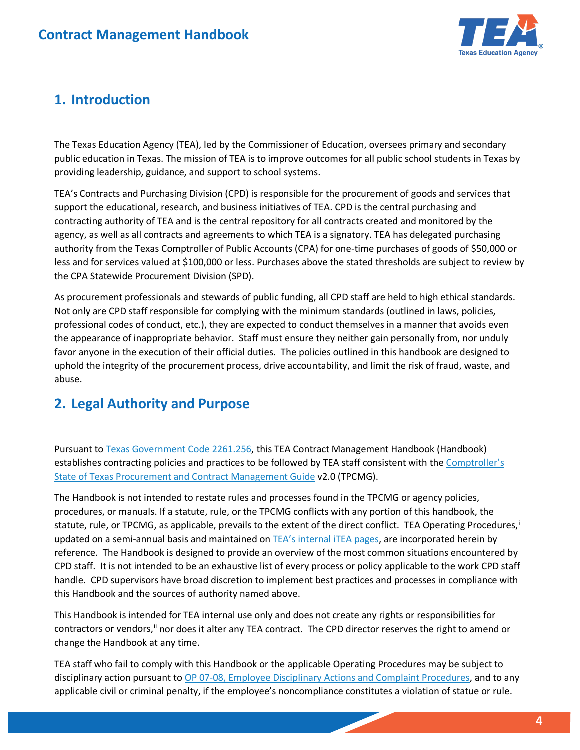## 1. Introduction

The Texas Education Agency (TEA), led by the Commissioner of Education, oversees primary and secondary public education in Texas. The mission of TEA is to improve outcomes for all public school students in Texas by providing leadership, guidance, and support to school systems.

TEA's Contracts and Purchasing Division (CPD) is responsible for the procurement of goods and services that support the educational, research, and business initiatives of TEA. CPD is the central purchasing and contracting authority of TEA and is the central repository for all contracts created and monitored by the agency, as well as all contracts and agreements to which TEA is a signatory. TEA has delegated purchasing authority from the Texas Comptroller of Public Accounts (CPA) for one-time purchases of goods of $50,000 or less and for services valued at $100,000 or less. Purchases above the stated thresholds are subject to review by the CPA Statewide Procurement Division (SPD).

As procurement professionals and stewards of public funding, all CPD staff are held to high ethical standards. Not only are CPD staff responsible for complying with the minimum standards (outlined in laws, policies, professional codes of conduct, etc.), they are expected to conduct themselves in a manner that avoids even the appearance of inappropriate behavior. Staff must ensure they neither gain personally from, nor unduly favor anyone in the execution of their official duties. The policies outlined in this handbook are designed to uphold the integrity of the procurement process, drive accountability, and limit the risk of fraud, waste, and abuse.

## 2. Legal Authority and Purpose

Pursuant to Texas Government Code 2261.256, this TEA Contract Management Handbook (Handbook) establishes contracting policies and practices to be followed by TEA staff consistent with the Comptroller's State of Texas Procurement and Contract Management Guide v2.0 (TPCMG).

The Handbook is not intended to restate rules and processes found in the TPCMG or agency policies, procedures, or manuals. If a statute, rule, or the TPCMG conflicts with any portion of this handbook, the statute, rule, or TPCMG, as applicable, prevails to the extent of the direct conflict. TEA Operating Procedures,[i] updated on a semi-annual basis and maintained on TEA's internal iTEA pages, are incorporated herein by reference. The Handbook is designed to provide an overview of the most common situations encountered by CPD staff. It is not intended to be an exhaustive list of every process or policy applicable to the work CPD staff handle. CPD supervisors have broad discretion to implement best practices and processes in compliance with this Handbook and the sources of authority named above.

This Handbook is intended for TEA internal use only and does not create any rights or responsibilities for contractors or vendors,[ii] nor does it alter any TEA contract. The CPD director reserves the right to amend or change the Handbook at any time.

TEA staff who fail to comply with this Handbook or the applicable Operating Procedures may be subject to disciplinary action pursuant to OP 07-08, Employee Disciplinary Actions and Complaint Procedures, and to any applicable civil or criminal penalty, if the employee's noncompliance constitutes a violation of statue or rule.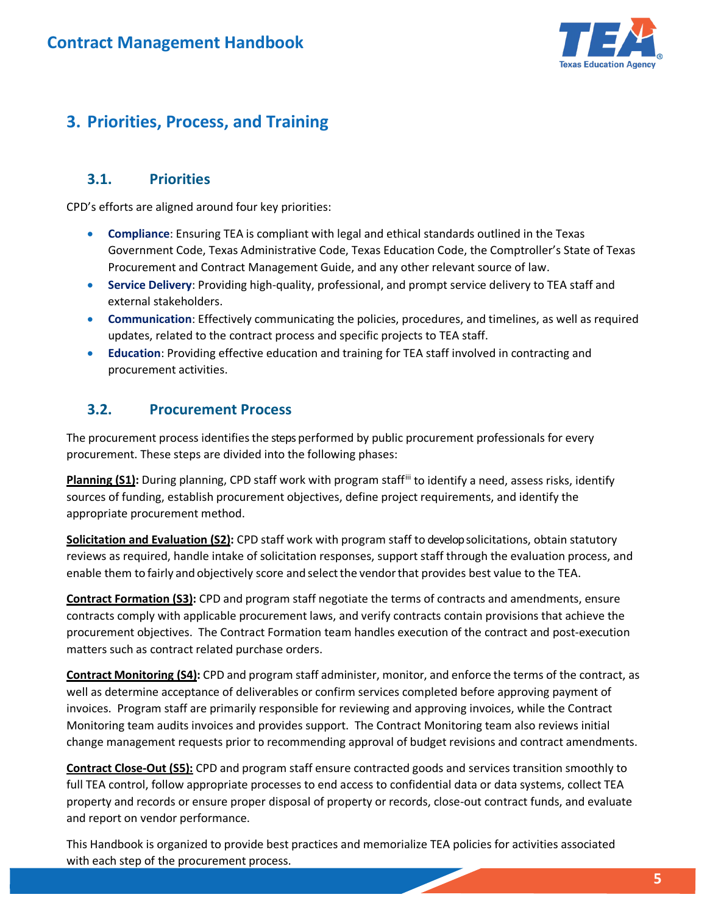## 3. Priorities, Process, and Training

### 3.1. Priorities

CPD's efforts are aligned around four key priorities:

- **Compliance**: Ensuring TEA is compliant with legal and ethical standards outlined in the Texas Government Code, Texas Administrative Code, Texas Education Code, the Comptroller's State of Texas Procurement and Contract Management Guide, and any other relevant source of law.
- **Service Delivery**: Providing high-quality, professional, and prompt service delivery to TEA staff and external stakeholders.
- **Communication**: Effectively communicating the policies, procedures, and timelines, as well as required updates, related to the contract process and specific projects to TEA staff.
- **Education**: Providing effective education and training for TEA staff involved in contracting and procurement activities.

### 3.2. Procurement Process

The procurement process identifies the steps performed by public procurement professionals for every procurement. These steps are divided into the following phases:

**Planning (S1):** During planning, CPD staff work with program staff[iii] to identify a need, assess risks, identify sources of funding, establish procurement objectives, define project requirements, and identify the appropriate procurement method.

**Solicitation and Evaluation (S2):** CPD staff work with program staff to develop solicitations, obtain statutory reviews as required, handle intake of solicitation responses, support staff through the evaluation process, and enable them to fairly and objectively score and select the vendor that provides best value to the TEA.

**Contract Formation (S3):** CPD and program staff negotiate the terms of contracts and amendments, ensure contracts comply with applicable procurement laws, and verify contracts contain provisions that achieve the procurement objectives. The Contract Formation team handles execution of the contract and post-execution matters such as contract related purchase orders.

**Contract Monitoring (S4):** CPD and program staff administer, monitor, and enforce the terms of the contract, as well as determine acceptance of deliverables or confirm services completed before approving payment of invoices. Program staff are primarily responsible for reviewing and approving invoices, while the Contract Monitoring team audits invoices and provides support. The Contract Monitoring team also reviews initial change management requests prior to recommending approval of budget revisions and contract amendments.

**Contract Close-Out (S5):** CPD and program staff ensure contracted goods and services transition smoothly to full TEA control, follow appropriate processes to end access to confidential data or data systems, collect TEA property and records or ensure proper disposal of property or records, close-out contract funds, and evaluate and report on vendor performance.

This Handbook is organized to provide best practices and memorialize TEA policies for activities associated with each step of the procurement process.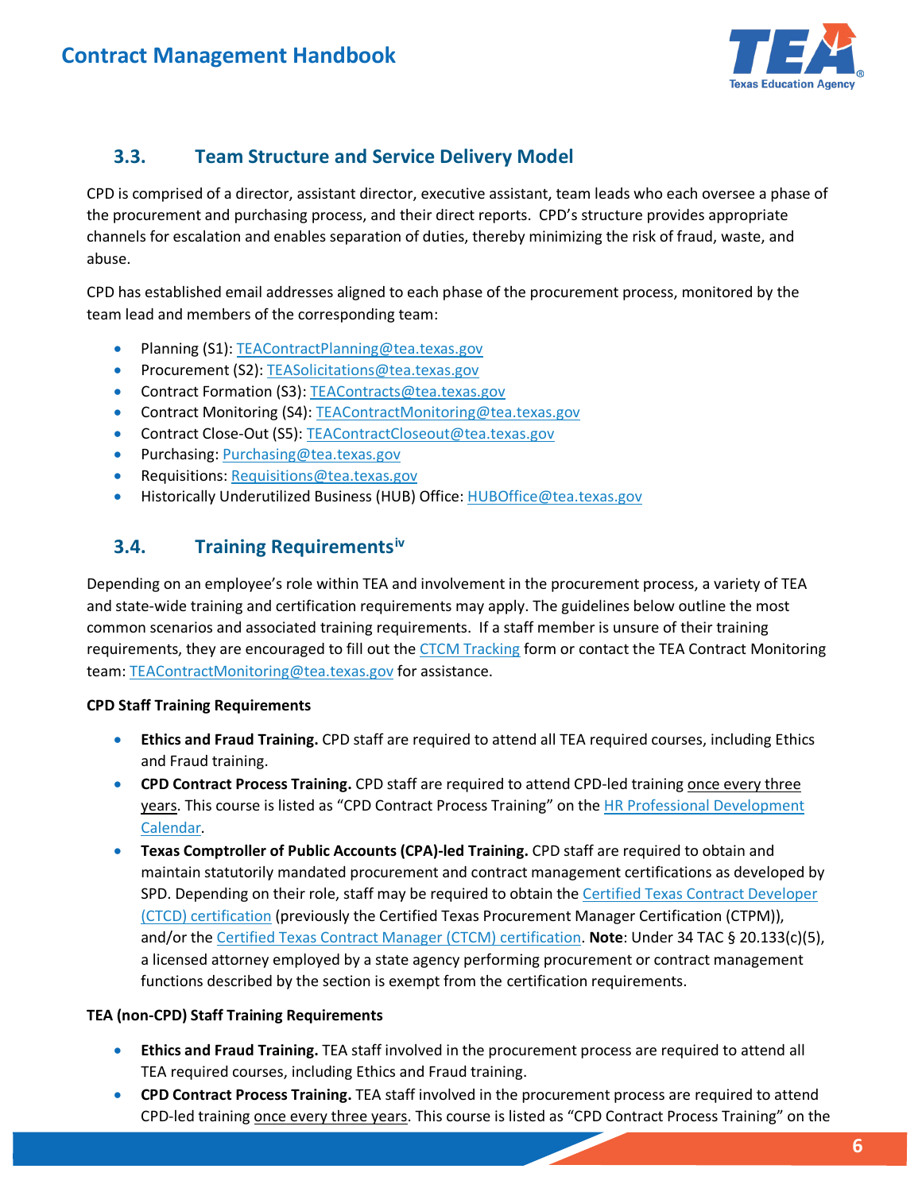## 3.3. Team Structure and Service Delivery Model

CPD is comprised of a director, assistant director, executive assistant, team leads who each oversee a phase of the procurement and purchasing process, and their direct reports. CPD's structure provides appropriate channels for escalation and enables separation of duties, thereby minimizing the risk of fraud, waste, and abuse.

CPD has established email addresses aligned to each phase of the procurement process, monitored by the team lead and members of the corresponding team:

- Planning (S1): TEAContractPlanning@tea.texas.gov
- Procurement (S2): TEASolicitations@tea.texas.gov
- Contract Formation (S3): TEAContracts@tea.texas.gov
- Contract Monitoring (S4): TEAContractMonitoring@tea.texas.gov
- Contract Close-Out (S5): TEAContractCloseout@tea.texas.gov
- Purchasing: Purchasing@tea.texas.gov
- Requisitions: Requisitions@tea.texas.gov
- Historically Underutilized Business (HUB) Office: HUBOffice@tea.texas.gov

## 3.4. Training Requirements[iv]

Depending on an employee's role within TEA and involvement in the procurement process, a variety of TEA and state-wide training and certification requirements may apply. The guidelines below outline the most common scenarios and associated training requirements. If a staff member is unsure of their training requirements, they are encouraged to fill out the CTCM Tracking form or contact the TEA Contract Monitoring team: TEAContractMonitoring@tea.texas.gov for assistance.

**CPD Staff Training Requirements**

- **Ethics and Fraud Training.** CPD staff are required to attend all TEA required courses, including Ethics and Fraud training.
- **CPD Contract Process Training.** CPD staff are required to attend CPD-led training once every three years. This course is listed as "CPD Contract Process Training" on the HR Professional Development Calendar.
- **Texas Comptroller of Public Accounts (CPA)-led Training.** CPD staff are required to obtain and maintain statutorily mandated procurement and contract management certifications as developed by SPD. Depending on their role, staff may be required to obtain the Certified Texas Contract Developer (CTCD) certification (previously the Certified Texas Procurement Manager Certification (CTPM)), and/or the Certified Texas Contract Manager (CTCM) certification. **Note**: Under 34 TAC § 20.133(c)(5), a licensed attorney employed by a state agency performing procurement or contract management functions described by the section is exempt from the certification requirements.

**TEA (non-CPD) Staff Training Requirements**

- **Ethics and Fraud Training.** TEA staff involved in the procurement process are required to attend all TEA required courses, including Ethics and Fraud training.
- **CPD Contract Process Training.** TEA staff involved in the procurement process are required to attend CPD-led training once every three years. This course is listed as "CPD Contract Process Training" on the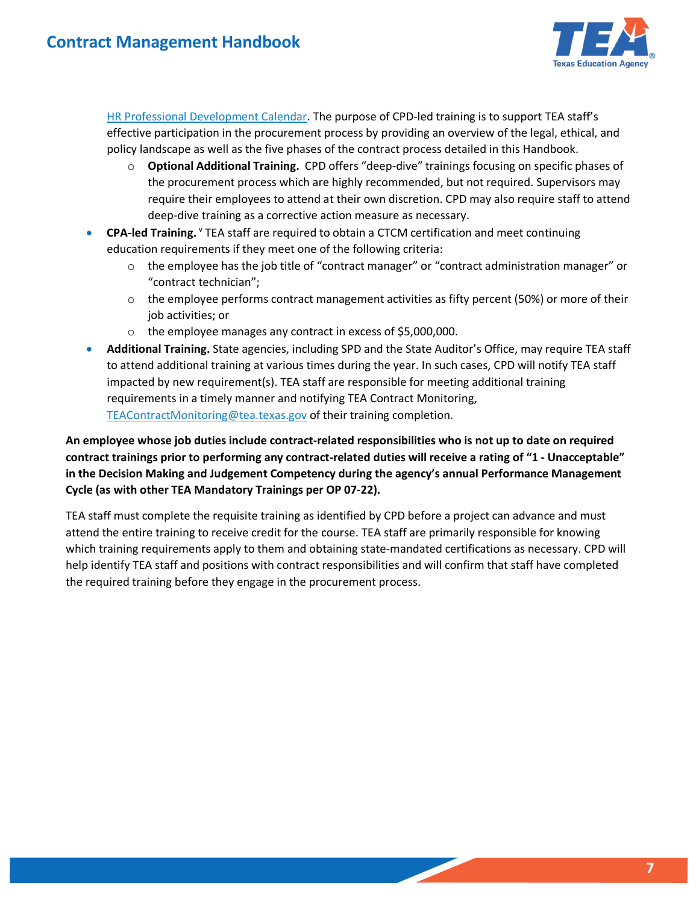[HR Professional Development Calendar](). The purpose of CPD-led training is to support TEA staff's effective participation in the procurement process by providing an overview of the legal, ethical, and policy landscape as well as the five phases of the contract process detailed in this Handbook.

  - **Optional Additional Training.** CPD offers "deep-dive" trainings focusing on specific phases of the procurement process which are highly recommended, but not required. Supervisors may require their employees to attend at their own discretion. CPD may also require staff to attend deep-dive training as a corrective action measure as necessary.

- **CPA-led Training.** [v] TEA staff are required to obtain a CTCM certification and meet continuing education requirements if they meet one of the following criteria:
  - the employee has the job title of "contract manager" or "contract administration manager" or "contract technician";
  - the employee performs contract management activities as fifty percent (50%) or more of their job activities; or
  - the employee manages any contract in excess of $5,000,000.
- **Additional Training.** State agencies, including SPD and the State Auditor's Office, may require TEA staff to attend additional training at various times during the year. In such cases, CPD will notify TEA staff impacted by new requirement(s). TEA staff are responsible for meeting additional training requirements in a timely manner and notifying TEA Contract Monitoring, TEAContractMonitoring@tea.texas.gov of their training completion.

**An employee whose job duties include contract-related responsibilities who is not up to date on required contract trainings prior to performing any contract-related duties will receive a rating of "1 - Unacceptable" in the Decision Making and Judgement Competency during the agency's annual Performance Management Cycle (as with other TEA Mandatory Trainings per OP 07-22).**

TEA staff must complete the requisite training as identified by CPD before a project can advance and must attend the entire training to receive credit for the course. TEA staff are primarily responsible for knowing which training requirements apply to them and obtaining state-mandated certifications as necessary. CPD will help identify TEA staff and positions with contract responsibilities and will confirm that staff have completed the required training before they engage in the procurement process.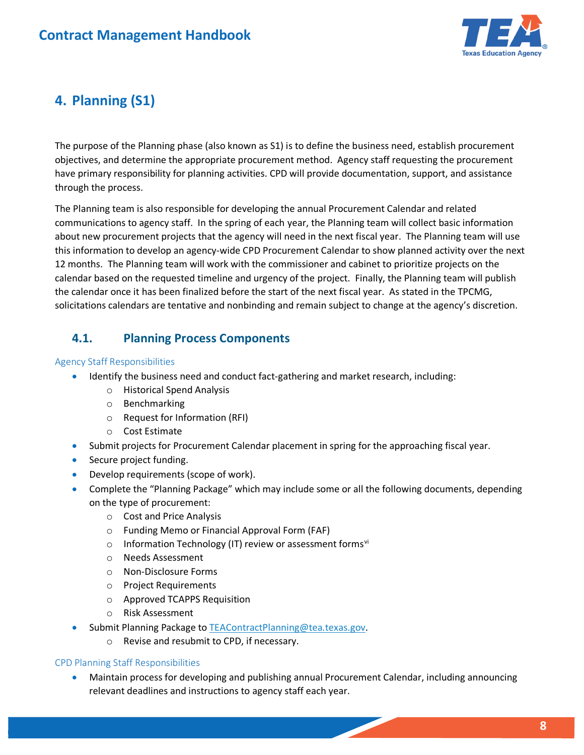# 4. Planning (S1)

The purpose of the Planning phase (also known as S1) is to define the business need, establish procurement objectives, and determine the appropriate procurement method. Agency staff requesting the procurement have primary responsibility for planning activities. CPD will provide documentation, support, and assistance through the process.

The Planning team is also responsible for developing the annual Procurement Calendar and related communications to agency staff. In the spring of each year, the Planning team will collect basic information about new procurement projects that the agency will need in the next fiscal year. The Planning team will use this information to develop an agency-wide CPD Procurement Calendar to show planned activity over the next 12 months. The Planning team will work with the commissioner and cabinet to prioritize projects on the calendar based on the requested timeline and urgency of the project. Finally, the Planning team will publish the calendar once it has been finalized before the start of the next fiscal year. As stated in the TPCMG, solicitations calendars are tentative and nonbinding and remain subject to change at the agency's discretion.

## 4.1. Planning Process Components

### Agency Staff Responsibilities

- Identify the business need and conduct fact-gathering and market research, including:
  - Historical Spend Analysis
  - Benchmarking
  - Request for Information (RFI)
  - Cost Estimate
- Submit projects for Procurement Calendar placement in spring for the approaching fiscal year.
- Secure project funding.
- Develop requirements (scope of work).
- Complete the "Planning Package" which may include some or all the following documents, depending on the type of procurement:
  - Cost and Price Analysis
  - Funding Memo or Financial Approval Form (FAF)
  - Information Technology (IT) review or assessment forms[vi]
  - Needs Assessment
  - Non-Disclosure Forms
  - Project Requirements
  - Approved TCAPPS Requisition
  - Risk Assessment
- Submit Planning Package to TEAContractPlanning@tea.texas.gov.
  - Revise and resubmit to CPD, if necessary.

### CPD Planning Staff Responsibilities

- Maintain process for developing and publishing annual Procurement Calendar, including announcing relevant deadlines and instructions to agency staff each year.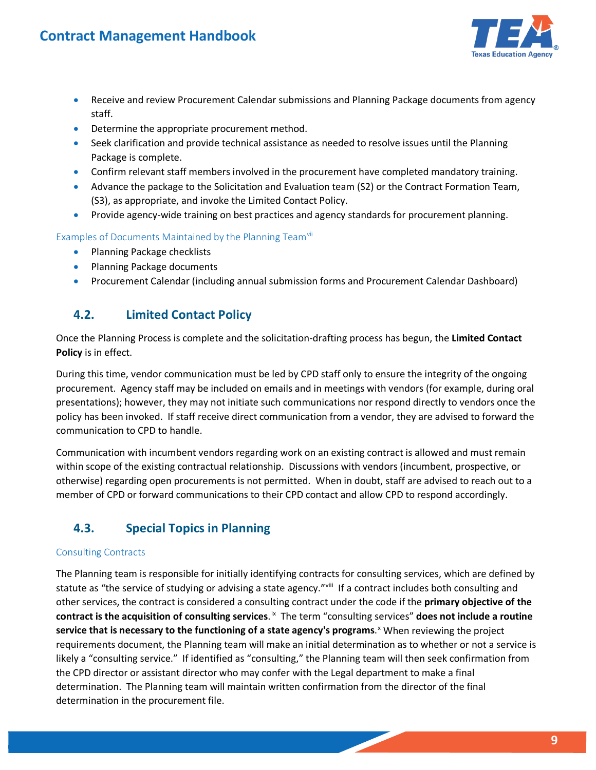- Receive and review Procurement Calendar submissions and Planning Package documents from agency staff.
- Determine the appropriate procurement method.
- Seek clarification and provide technical assistance as needed to resolve issues until the Planning Package is complete.
- Confirm relevant staff members involved in the procurement have completed mandatory training.
- Advance the package to the Solicitation and Evaluation team (S2) or the Contract Formation Team, (S3), as appropriate, and invoke the Limited Contact Policy.
- Provide agency-wide training on best practices and agency standards for procurement planning.

### Examples of Documents Maintained by the Planning Team[vii]

- Planning Package checklists
- Planning Package documents
- Procurement Calendar (including annual submission forms and Procurement Calendar Dashboard)

## 4.2. Limited Contact Policy

Once the Planning Process is complete and the solicitation-drafting process has begun, the **Limited Contact Policy** is in effect.

During this time, vendor communication must be led by CPD staff only to ensure the integrity of the ongoing procurement. Agency staff may be included on emails and in meetings with vendors (for example, during oral presentations); however, they may not initiate such communications nor respond directly to vendors once the policy has been invoked. If staff receive direct communication from a vendor, they are advised to forward the communication to CPD to handle.

Communication with incumbent vendors regarding work on an existing contract is allowed and must remain within scope of the existing contractual relationship. Discussions with vendors (incumbent, prospective, or otherwise) regarding open procurements is not permitted. When in doubt, staff are advised to reach out to a member of CPD or forward communications to their CPD contact and allow CPD to respond accordingly.

## 4.3. Special Topics in Planning

### Consulting Contracts

The Planning team is responsible for initially identifying contracts for consulting services, which are defined by statute as "the service of studying or advising a state agency."[viii] If a contract includes both consulting and other services, the contract is considered a consulting contract under the code if the **primary objective of the contract is the acquisition of consulting services**.[ix] The term "consulting services" **does not include a routine service that is necessary to the functioning of a state agency's programs**.[x] When reviewing the project requirements document, the Planning team will make an initial determination as to whether or not a service is likely a "consulting service." If identified as "consulting," the Planning team will then seek confirmation from the CPD director or assistant director who may confer with the Legal department to make a final determination. The Planning team will maintain written confirmation from the director of the final determination in the procurement file.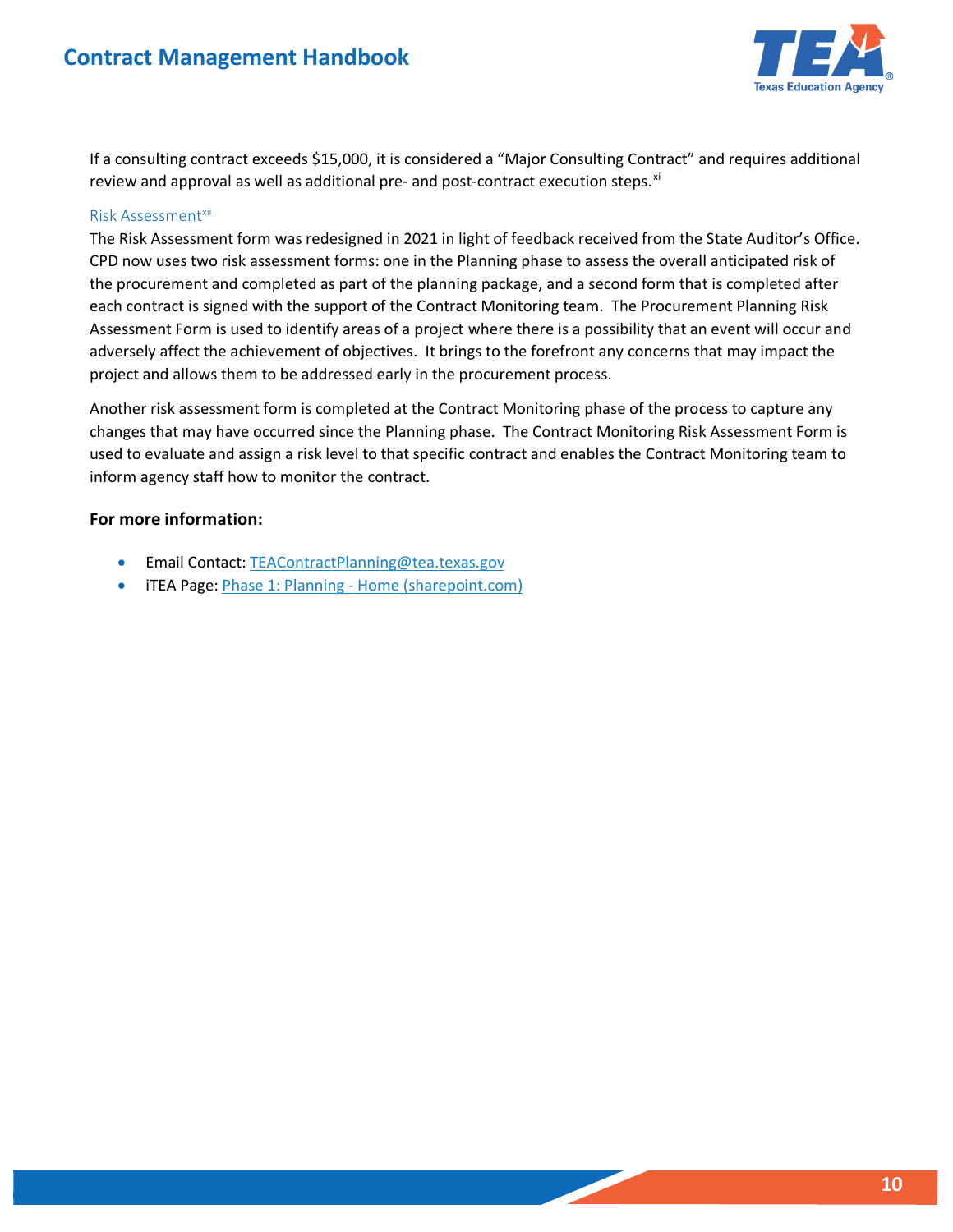If a consulting contract exceeds $15,000, it is considered a "Major Consulting Contract" and requires additional review and approval as well as additional pre- and post-contract execution steps.[xi]

### Risk Assessment[xii]

The Risk Assessment form was redesigned in 2021 in light of feedback received from the State Auditor's Office. CPD now uses two risk assessment forms: one in the Planning phase to assess the overall anticipated risk of the procurement and completed as part of the planning package, and a second form that is completed after each contract is signed with the support of the Contract Monitoring team. The Procurement Planning Risk Assessment Form is used to identify areas of a project where there is a possibility that an event will occur and adversely affect the achievement of objectives. It brings to the forefront any concerns that may impact the project and allows them to be addressed early in the procurement process.

Another risk assessment form is completed at the Contract Monitoring phase of the process to capture any changes that may have occurred since the Planning phase. The Contract Monitoring Risk Assessment Form is used to evaluate and assign a risk level to that specific contract and enables the Contract Monitoring team to inform agency staff how to monitor the contract.

**For more information:**

- Email Contact: TEAContractPlanning@tea.texas.gov
- iTEA Page: Phase 1: Planning - Home (sharepoint.com)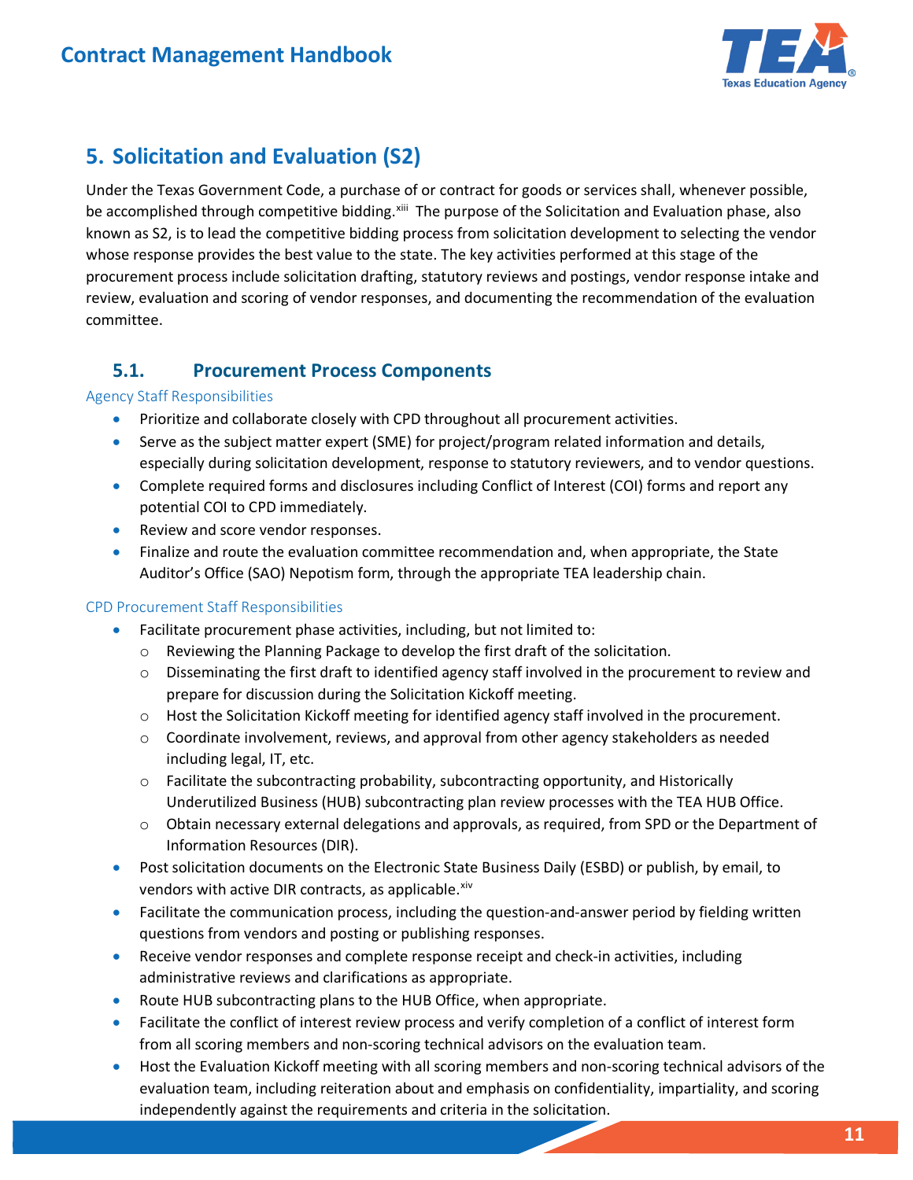# 5. Solicitation and Evaluation (S2)

Under the Texas Government Code, a purchase of or contract for goods or services shall, whenever possible, be accomplished through competitive bidding.[xiii] The purpose of the Solicitation and Evaluation phase, also known as S2, is to lead the competitive bidding process from solicitation development to selecting the vendor whose response provides the best value to the state. The key activities performed at this stage of the procurement process include solicitation drafting, statutory reviews and postings, vendor response intake and review, evaluation and scoring of vendor responses, and documenting the recommendation of the evaluation committee.

## 5.1. Procurement Process Components

### Agency Staff Responsibilities

- Prioritize and collaborate closely with CPD throughout all procurement activities.
- Serve as the subject matter expert (SME) for project/program related information and details, especially during solicitation development, response to statutory reviewers, and to vendor questions.
- Complete required forms and disclosures including Conflict of Interest (COI) forms and report any potential COI to CPD immediately.
- Review and score vendor responses.
- Finalize and route the evaluation committee recommendation and, when appropriate, the State Auditor's Office (SAO) Nepotism form, through the appropriate TEA leadership chain.

### CPD Procurement Staff Responsibilities

- Facilitate procurement phase activities, including, but not limited to:
  - Reviewing the Planning Package to develop the first draft of the solicitation.
  - Disseminating the first draft to identified agency staff involved in the procurement to review and prepare for discussion during the Solicitation Kickoff meeting.
  - Host the Solicitation Kickoff meeting for identified agency staff involved in the procurement.
  - Coordinate involvement, reviews, and approval from other agency stakeholders as needed including legal, IT, etc.
  - Facilitate the subcontracting probability, subcontracting opportunity, and Historically Underutilized Business (HUB) subcontracting plan review processes with the TEA HUB Office.
  - Obtain necessary external delegations and approvals, as required, from SPD or the Department of Information Resources (DIR).
- Post solicitation documents on the Electronic State Business Daily (ESBD) or publish, by email, to vendors with active DIR contracts, as applicable.[xiv]
- Facilitate the communication process, including the question-and-answer period by fielding written questions from vendors and posting or publishing responses.
- Receive vendor responses and complete response receipt and check-in activities, including administrative reviews and clarifications as appropriate.
- Route HUB subcontracting plans to the HUB Office, when appropriate.
- Facilitate the conflict of interest review process and verify completion of a conflict of interest form from all scoring members and non-scoring technical advisors on the evaluation team.
- Host the Evaluation Kickoff meeting with all scoring members and non-scoring technical advisors of the evaluation team, including reiteration about and emphasis on confidentiality, impartiality, and scoring independently against the requirements and criteria in the solicitation.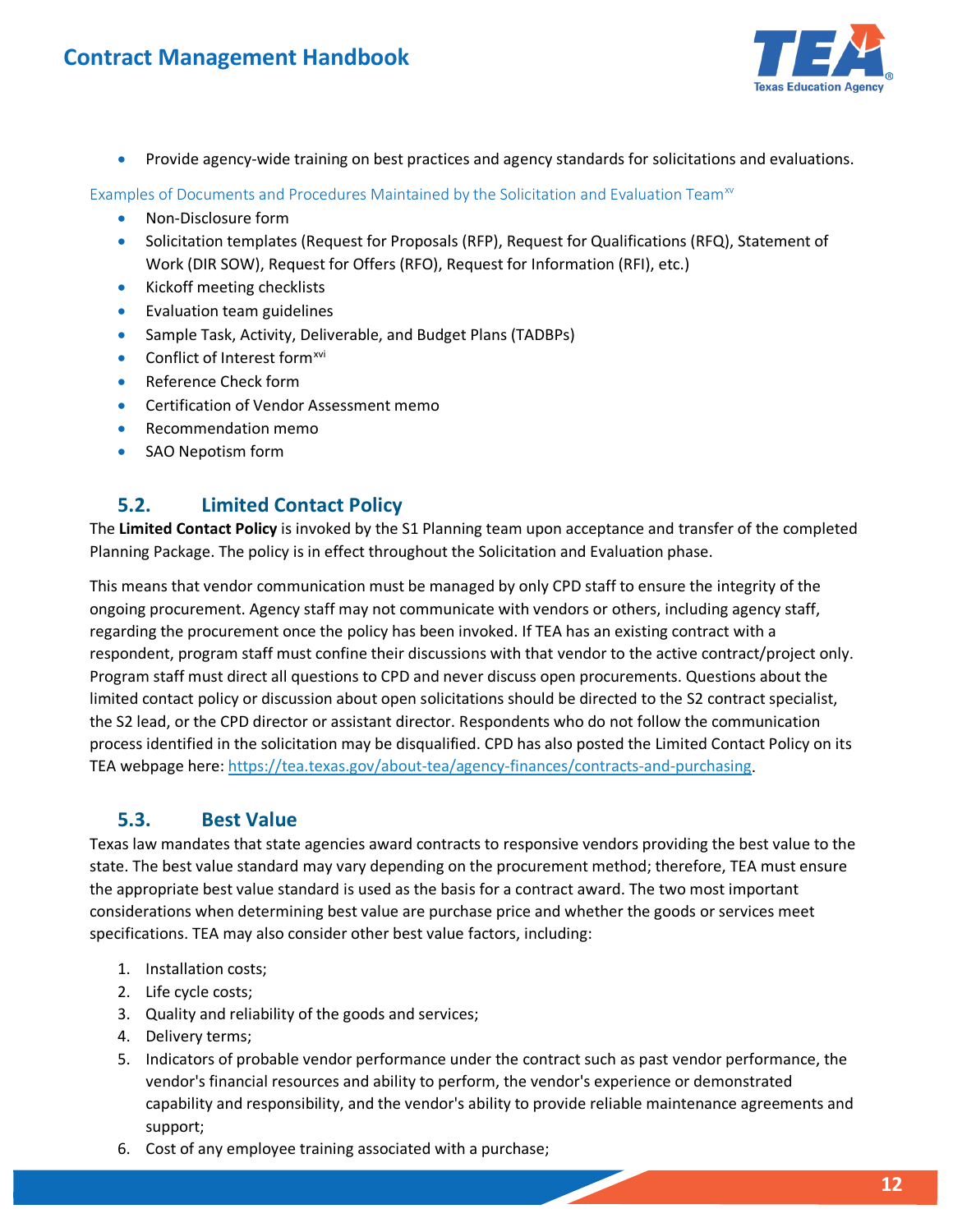- Provide agency-wide training on best practices and agency standards for solicitations and evaluations.

Examples of Documents and Procedures Maintained by the Solicitation and Evaluation Team[xv]

- Non-Disclosure form
- Solicitation templates (Request for Proposals (RFP), Request for Qualifications (RFQ), Statement of Work (DIR SOW), Request for Offers (RFO), Request for Information (RFI), etc.)
- Kickoff meeting checklists
- Evaluation team guidelines
- Sample Task, Activity, Deliverable, and Budget Plans (TADBPs)
- Conflict of Interest form[xvi]
- Reference Check form
- Certification of Vendor Assessment memo
- Recommendation memo
- SAO Nepotism form

## 5.2. Limited Contact Policy

The **Limited Contact Policy** is invoked by the S1 Planning team upon acceptance and transfer of the completed Planning Package. The policy is in effect throughout the Solicitation and Evaluation phase.

This means that vendor communication must be managed by only CPD staff to ensure the integrity of the ongoing procurement. Agency staff may not communicate with vendors or others, including agency staff, regarding the procurement once the policy has been invoked. If TEA has an existing contract with a respondent, program staff must confine their discussions with that vendor to the active contract/project only. Program staff must direct all questions to CPD and never discuss open procurements. Questions about the limited contact policy or discussion about open solicitations should be directed to the S2 contract specialist, the S2 lead, or the CPD director or assistant director. Respondents who do not follow the communication process identified in the solicitation may be disqualified. CPD has also posted the Limited Contact Policy on its TEA webpage here: https://tea.texas.gov/about-tea/agency-finances/contracts-and-purchasing.

## 5.3. Best Value

Texas law mandates that state agencies award contracts to responsive vendors providing the best value to the state. The best value standard may vary depending on the procurement method; therefore, TEA must ensure the appropriate best value standard is used as the basis for a contract award. The two most important considerations when determining best value are purchase price and whether the goods or services meet specifications. TEA may also consider other best value factors, including:

1. Installation costs;
2. Life cycle costs;
3. Quality and reliability of the goods and services;
4. Delivery terms;
5. Indicators of probable vendor performance under the contract such as past vendor performance, the vendor's financial resources and ability to perform, the vendor's experience or demonstrated capability and responsibility, and the vendor's ability to provide reliable maintenance agreements and support;
6. Cost of any employee training associated with a purchase;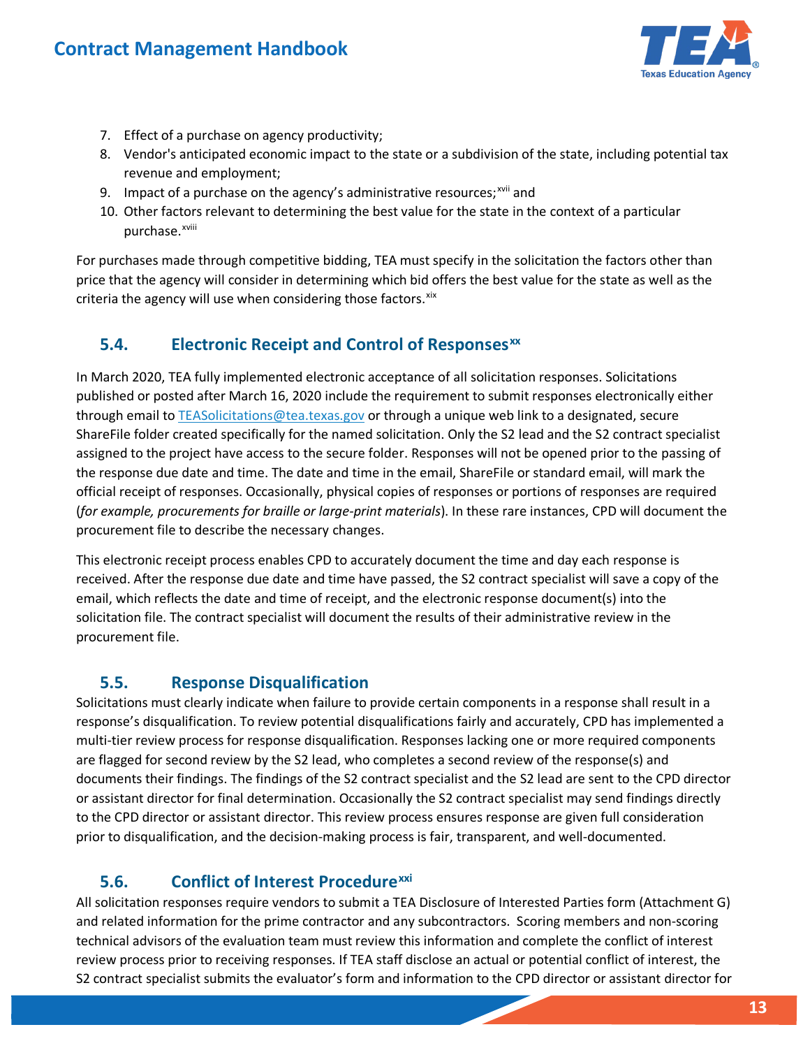7. Effect of a purchase on agency productivity;
8. Vendor's anticipated economic impact to the state or a subdivision of the state, including potential tax revenue and employment;
9. Impact of a purchase on the agency's administrative resources;[xvii] and
10. Other factors relevant to determining the best value for the state in the context of a particular purchase.[xviii]

For purchases made through competitive bidding, TEA must specify in the solicitation the factors other than price that the agency will consider in determining which bid offers the best value for the state as well as the criteria the agency will use when considering those factors.[xix]

## 5.4. Electronic Receipt and Control of Responses[xx]

In March 2020, TEA fully implemented electronic acceptance of all solicitation responses. Solicitations published or posted after March 16, 2020 include the requirement to submit responses electronically either through email to TEASolicitations@tea.texas.gov or through a unique web link to a designated, secure ShareFile folder created specifically for the named solicitation. Only the S2 lead and the S2 contract specialist assigned to the project have access to the secure folder. Responses will not be opened prior to the passing of the response due date and time. The date and time in the email, ShareFile or standard email, will mark the official receipt of responses. Occasionally, physical copies of responses or portions of responses are required (*for example, procurements for braille or large-print materials*). In these rare instances, CPD will document the procurement file to describe the necessary changes.

This electronic receipt process enables CPD to accurately document the time and day each response is received. After the response due date and time have passed, the S2 contract specialist will save a copy of the email, which reflects the date and time of receipt, and the electronic response document(s) into the solicitation file. The contract specialist will document the results of their administrative review in the procurement file.

## 5.5. Response Disqualification

Solicitations must clearly indicate when failure to provide certain components in a response shall result in a response's disqualification. To review potential disqualifications fairly and accurately, CPD has implemented a multi-tier review process for response disqualification. Responses lacking one or more required components are flagged for second review by the S2 lead, who completes a second review of the response(s) and documents their findings. The findings of the S2 contract specialist and the S2 lead are sent to the CPD director or assistant director for final determination. Occasionally the S2 contract specialist may send findings directly to the CPD director or assistant director. This review process ensures response are given full consideration prior to disqualification, and the decision-making process is fair, transparent, and well-documented.

## 5.6. Conflict of Interest Procedure[xxi]

All solicitation responses require vendors to submit a TEA Disclosure of Interested Parties form (Attachment G) and related information for the prime contractor and any subcontractors. Scoring members and non-scoring technical advisors of the evaluation team must review this information and complete the conflict of interest review process prior to receiving responses. If TEA staff disclose an actual or potential conflict of interest, the S2 contract specialist submits the evaluator's form and information to the CPD director or assistant director for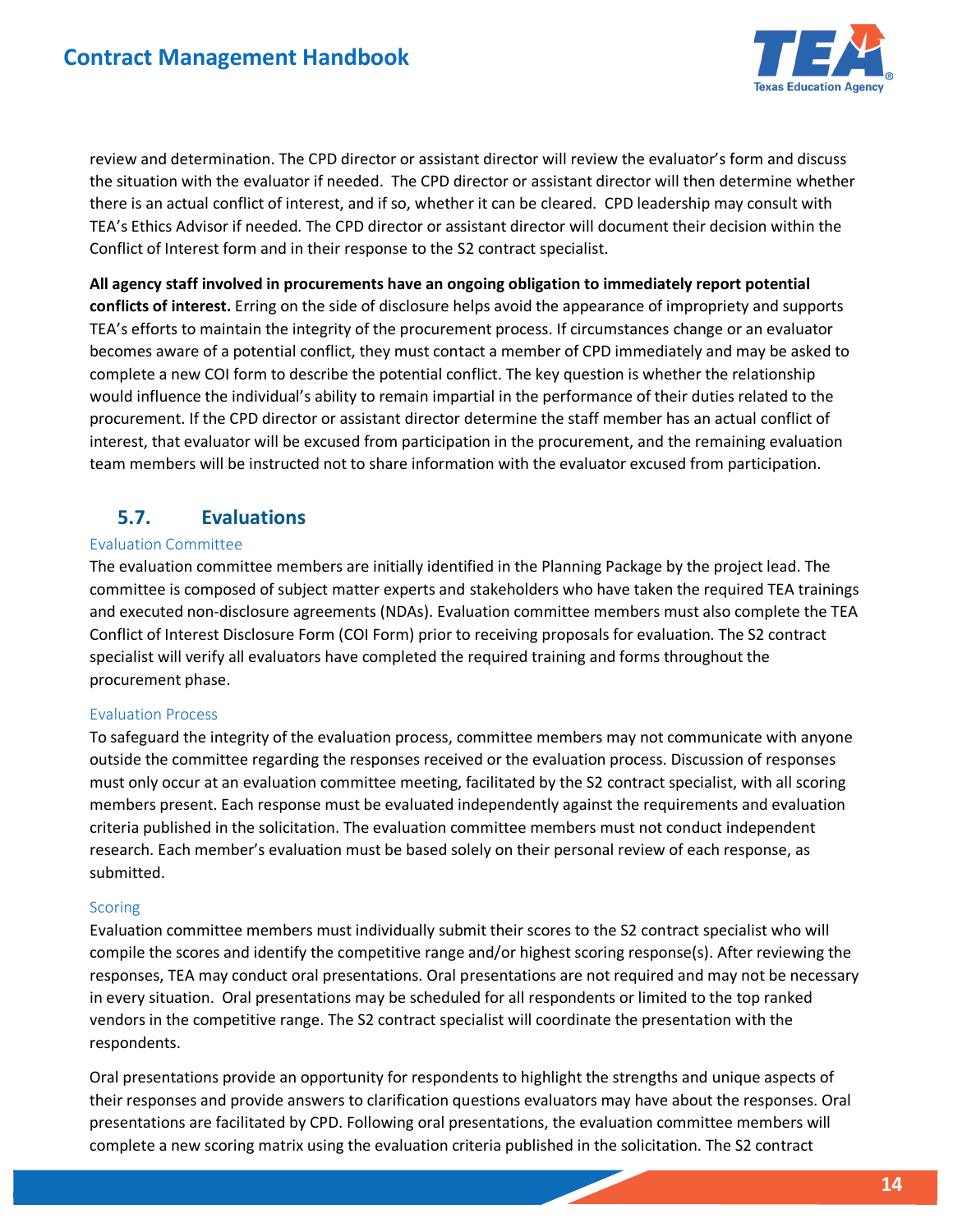review and determination. The CPD director or assistant director will review the evaluator's form and discuss the situation with the evaluator if needed. The CPD director or assistant director will then determine whether there is an actual conflict of interest, and if so, whether it can be cleared. CPD leadership may consult with TEA's Ethics Advisor if needed. The CPD director or assistant director will document their decision within the Conflict of Interest form and in their response to the S2 contract specialist.

**All agency staff involved in procurements have an ongoing obligation to immediately report potential conflicts of interest.** Erring on the side of disclosure helps avoid the appearance of impropriety and supports TEA's efforts to maintain the integrity of the procurement process. If circumstances change or an evaluator becomes aware of a potential conflict, they must contact a member of CPD immediately and may be asked to complete a new COI form to describe the potential conflict. The key question is whether the relationship would influence the individual's ability to remain impartial in the performance of their duties related to the procurement. If the CPD director or assistant director determine the staff member has an actual conflict of interest, that evaluator will be excused from participation in the procurement, and the remaining evaluation team members will be instructed not to share information with the evaluator excused from participation.

## 5.7. Evaluations

### Evaluation Committee

The evaluation committee members are initially identified in the Planning Package by the project lead. The committee is composed of subject matter experts and stakeholders who have taken the required TEA trainings and executed non-disclosure agreements (NDAs). Evaluation committee members must also complete the TEA Conflict of Interest Disclosure Form (COI Form) prior to receiving proposals for evaluation. The S2 contract specialist will verify all evaluators have completed the required training and forms throughout the procurement phase.

### Evaluation Process

To safeguard the integrity of the evaluation process, committee members may not communicate with anyone outside the committee regarding the responses received or the evaluation process. Discussion of responses must only occur at an evaluation committee meeting, facilitated by the S2 contract specialist, with all scoring members present. Each response must be evaluated independently against the requirements and evaluation criteria published in the solicitation. The evaluation committee members must not conduct independent research. Each member's evaluation must be based solely on their personal review of each response, as submitted.

### Scoring

Evaluation committee members must individually submit their scores to the S2 contract specialist who will compile the scores and identify the competitive range and/or highest scoring response(s). After reviewing the responses, TEA may conduct oral presentations. Oral presentations are not required and may not be necessary in every situation. Oral presentations may be scheduled for all respondents or limited to the top ranked vendors in the competitive range. The S2 contract specialist will coordinate the presentation with the respondents.

Oral presentations provide an opportunity for respondents to highlight the strengths and unique aspects of their responses and provide answers to clarification questions evaluators may have about the responses. Oral presentations are facilitated by CPD. Following oral presentations, the evaluation committee members will complete a new scoring matrix using the evaluation criteria published in the solicitation. The S2 contract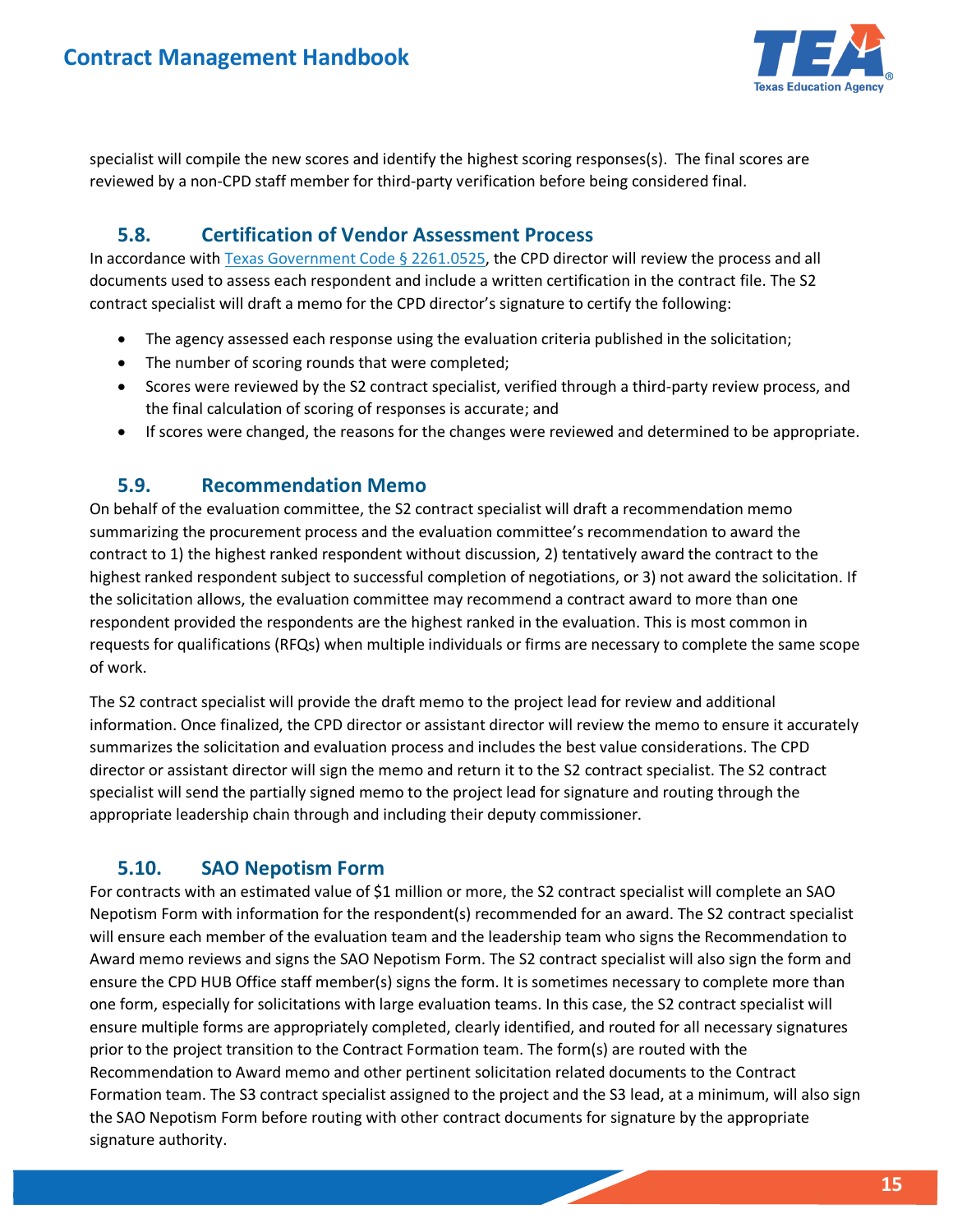specialist will compile the new scores and identify the highest scoring responses(s). The final scores are reviewed by a non-CPD staff member for third-party verification before being considered final.

## 5.8. Certification of Vendor Assessment Process

In accordance with [Texas Government Code § 2261.0525](), the CPD director will review the process and all documents used to assess each respondent and include a written certification in the contract file. The S2 contract specialist will draft a memo for the CPD director's signature to certify the following:

- The agency assessed each response using the evaluation criteria published in the solicitation;
- The number of scoring rounds that were completed;
- Scores were reviewed by the S2 contract specialist, verified through a third-party review process, and the final calculation of scoring of responses is accurate; and
- If scores were changed, the reasons for the changes were reviewed and determined to be appropriate.

## 5.9. Recommendation Memo

On behalf of the evaluation committee, the S2 contract specialist will draft a recommendation memo summarizing the procurement process and the evaluation committee's recommendation to award the contract to 1) the highest ranked respondent without discussion, 2) tentatively award the contract to the highest ranked respondent subject to successful completion of negotiations, or 3) not award the solicitation. If the solicitation allows, the evaluation committee may recommend a contract award to more than one respondent provided the respondents are the highest ranked in the evaluation. This is most common in requests for qualifications (RFQs) when multiple individuals or firms are necessary to complete the same scope of work.

The S2 contract specialist will provide the draft memo to the project lead for review and additional information. Once finalized, the CPD director or assistant director will review the memo to ensure it accurately summarizes the solicitation and evaluation process and includes the best value considerations. The CPD director or assistant director will sign the memo and return it to the S2 contract specialist. The S2 contract specialist will send the partially signed memo to the project lead for signature and routing through the appropriate leadership chain through and including their deputy commissioner.

## 5.10. SAO Nepotism Form

For contracts with an estimated value of $1 million or more, the S2 contract specialist will complete an SAO Nepotism Form with information for the respondent(s) recommended for an award. The S2 contract specialist will ensure each member of the evaluation team and the leadership team who signs the Recommendation to Award memo reviews and signs the SAO Nepotism Form. The S2 contract specialist will also sign the form and ensure the CPD HUB Office staff member(s) signs the form. It is sometimes necessary to complete more than one form, especially for solicitations with large evaluation teams. In this case, the S2 contract specialist will ensure multiple forms are appropriately completed, clearly identified, and routed for all necessary signatures prior to the project transition to the Contract Formation team. The form(s) are routed with the Recommendation to Award memo and other pertinent solicitation related documents to the Contract Formation team. The S3 contract specialist assigned to the project and the S3 lead, at a minimum, will also sign the SAO Nepotism Form before routing with other contract documents for signature by the appropriate signature authority.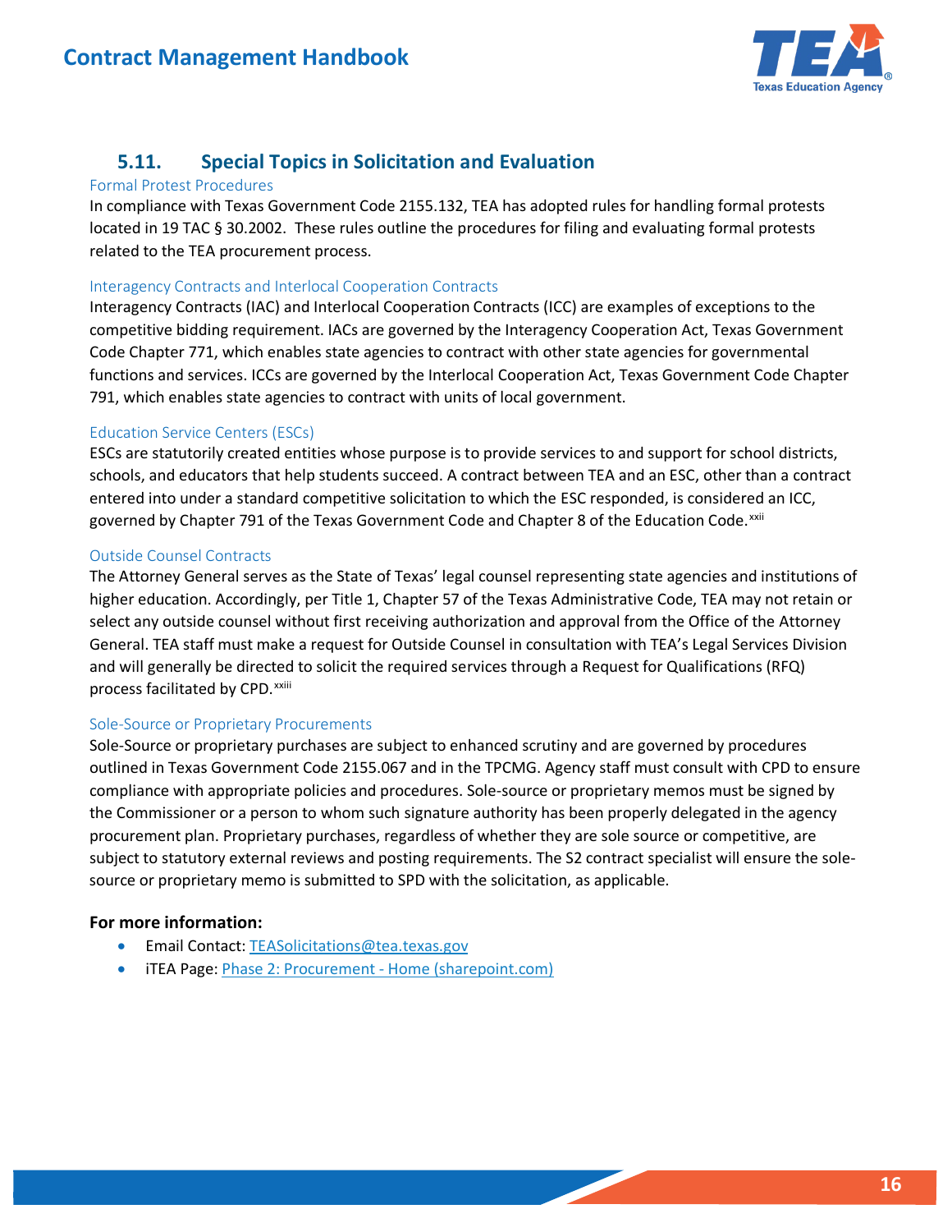## 5.11. Special Topics in Solicitation and Evaluation

### Formal Protest Procedures

In compliance with Texas Government Code 2155.132, TEA has adopted rules for handling formal protests located in 19 TAC § 30.2002. These rules outline the procedures for filing and evaluating formal protests related to the TEA procurement process.

### Interagency Contracts and Interlocal Cooperation Contracts

Interagency Contracts (IAC) and Interlocal Cooperation Contracts (ICC) are examples of exceptions to the competitive bidding requirement. IACs are governed by the Interagency Cooperation Act, Texas Government Code Chapter 771, which enables state agencies to contract with other state agencies for governmental functions and services. ICCs are governed by the Interlocal Cooperation Act, Texas Government Code Chapter 791, which enables state agencies to contract with units of local government.

### Education Service Centers (ESCs)

ESCs are statutorily created entities whose purpose is to provide services to and support for school districts, schools, and educators that help students succeed. A contract between TEA and an ESC, other than a contract entered into under a standard competitive solicitation to which the ESC responded, is considered an ICC, governed by Chapter 791 of the Texas Government Code and Chapter 8 of the Education Code.[xxii]

### Outside Counsel Contracts

The Attorney General serves as the State of Texas' legal counsel representing state agencies and institutions of higher education. Accordingly, per Title 1, Chapter 57 of the Texas Administrative Code, TEA may not retain or select any outside counsel without first receiving authorization and approval from the Office of the Attorney General. TEA staff must make a request for Outside Counsel in consultation with TEA's Legal Services Division and will generally be directed to solicit the required services through a Request for Qualifications (RFQ) process facilitated by CPD.[xxiii]

### Sole-Source or Proprietary Procurements

Sole-Source or proprietary purchases are subject to enhanced scrutiny and are governed by procedures outlined in Texas Government Code 2155.067 and in the TPCMG. Agency staff must consult with CPD to ensure compliance with appropriate policies and procedures. Sole-source or proprietary memos must be signed by the Commissioner or a person to whom such signature authority has been properly delegated in the agency procurement plan. Proprietary purchases, regardless of whether they are sole source or competitive, are subject to statutory external reviews and posting requirements. The S2 contract specialist will ensure the sole-source or proprietary memo is submitted to SPD with the solicitation, as applicable.

**For more information:**

- Email Contact: TEASolicitations@tea.texas.gov
- iTEA Page: Phase 2: Procurement - Home (sharepoint.com)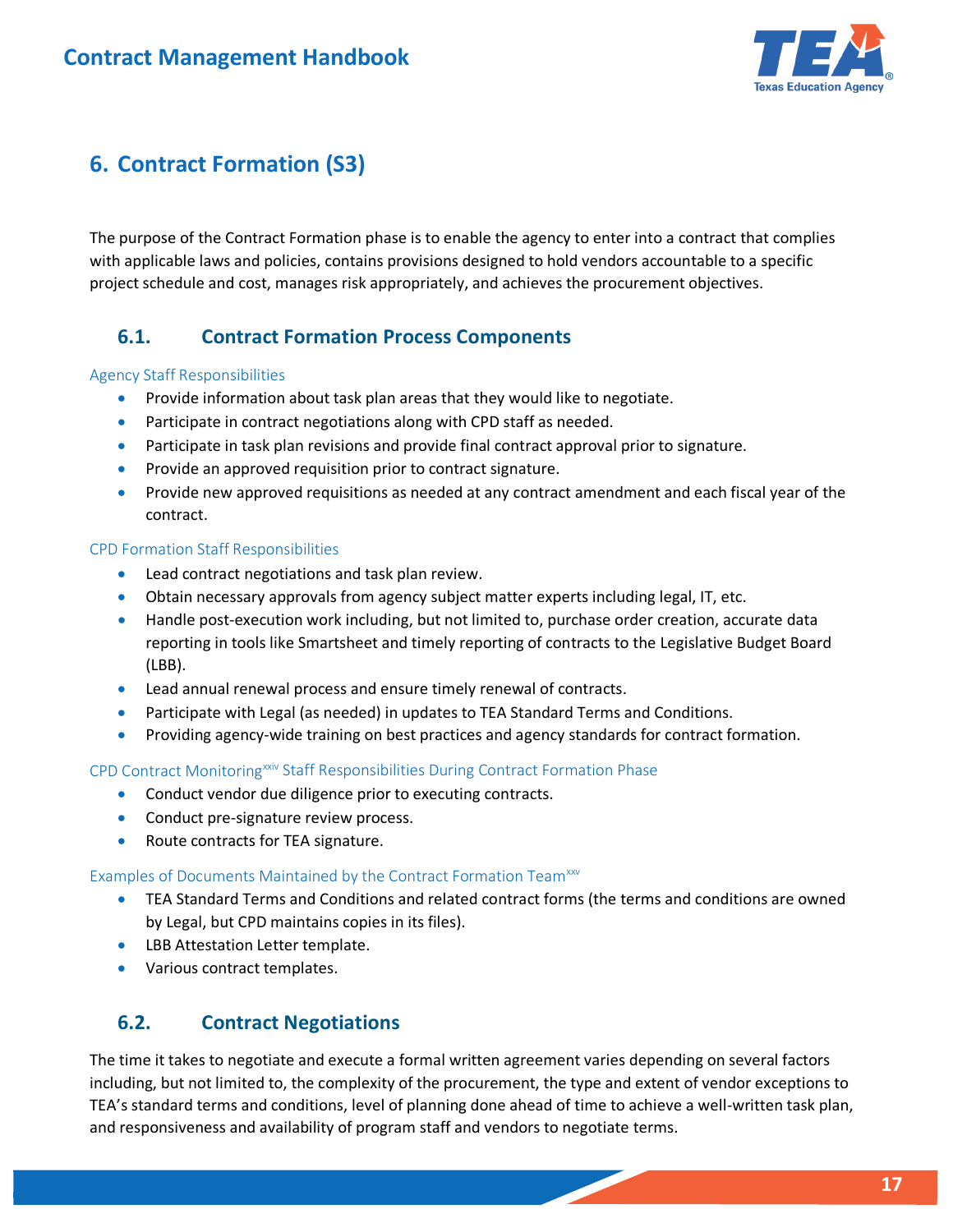# 6. Contract Formation (S3)

The purpose of the Contract Formation phase is to enable the agency to enter into a contract that complies with applicable laws and policies, contains provisions designed to hold vendors accountable to a specific project schedule and cost, manages risk appropriately, and achieves the procurement objectives.

## 6.1. Contract Formation Process Components

### Agency Staff Responsibilities

- Provide information about task plan areas that they would like to negotiate.
- Participate in contract negotiations along with CPD staff as needed.
- Participate in task plan revisions and provide final contract approval prior to signature.
- Provide an approved requisition prior to contract signature.
- Provide new approved requisitions as needed at any contract amendment and each fiscal year of the contract.

### CPD Formation Staff Responsibilities

- Lead contract negotiations and task plan review.
- Obtain necessary approvals from agency subject matter experts including legal, IT, etc.
- Handle post-execution work including, but not limited to, purchase order creation, accurate data reporting in tools like Smartsheet and timely reporting of contracts to the Legislative Budget Board (LBB).
- Lead annual renewal process and ensure timely renewal of contracts.
- Participate with Legal (as needed) in updates to TEA Standard Terms and Conditions.
- Providing agency-wide training on best practices and agency standards for contract formation.

### CPD Contract Monitoring[xxiv] Staff Responsibilities During Contract Formation Phase

- Conduct vendor due diligence prior to executing contracts.
- Conduct pre-signature review process.
- Route contracts for TEA signature.

### Examples of Documents Maintained by the Contract Formation Team[xxv]

- TEA Standard Terms and Conditions and related contract forms (the terms and conditions are owned by Legal, but CPD maintains copies in its files).
- LBB Attestation Letter template.
- Various contract templates.

## 6.2. Contract Negotiations

The time it takes to negotiate and execute a formal written agreement varies depending on several factors including, but not limited to, the complexity of the procurement, the type and extent of vendor exceptions to TEA's standard terms and conditions, level of planning done ahead of time to achieve a well-written task plan, and responsiveness and availability of program staff and vendors to negotiate terms.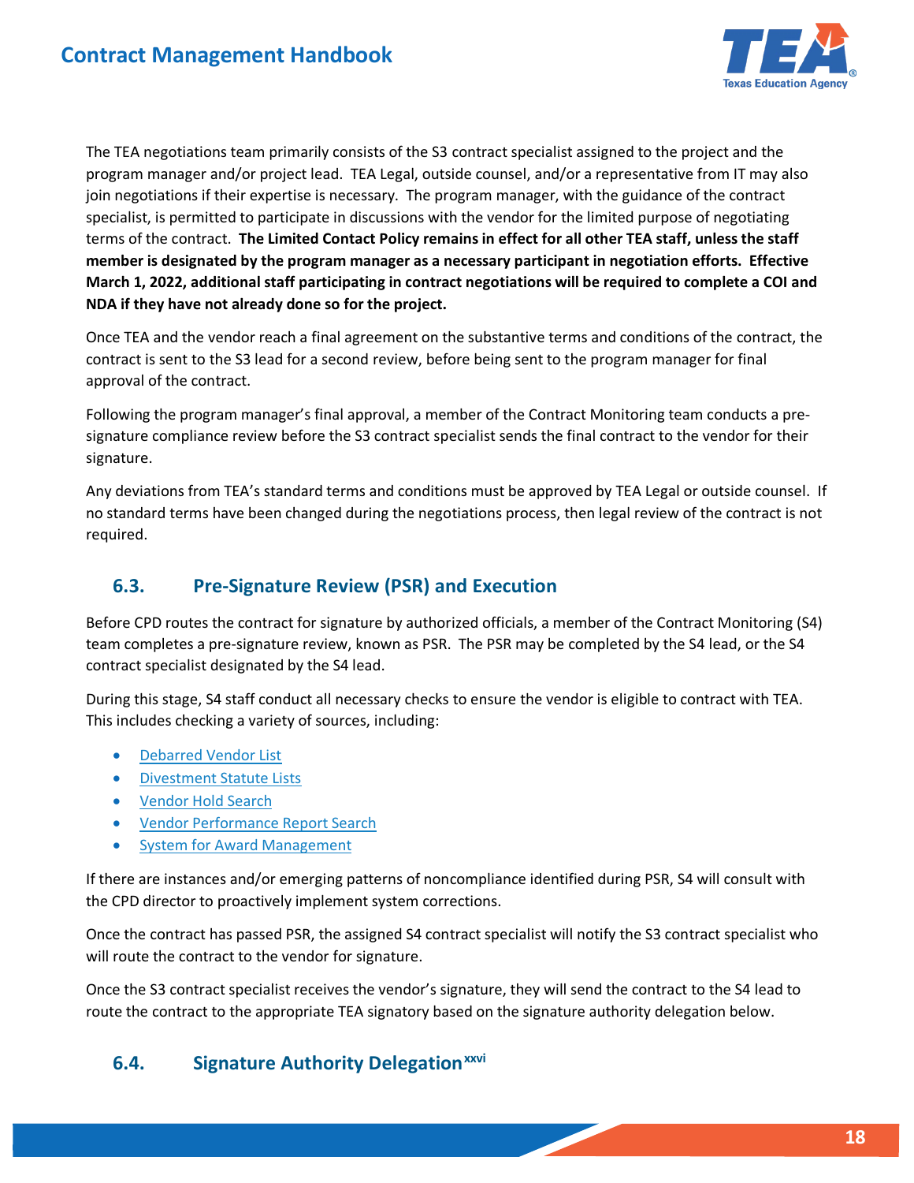The TEA negotiations team primarily consists of the S3 contract specialist assigned to the project and the program manager and/or project lead. TEA Legal, outside counsel, and/or a representative from IT may also join negotiations if their expertise is necessary. The program manager, with the guidance of the contract specialist, is permitted to participate in discussions with the vendor for the limited purpose of negotiating terms of the contract. **The Limited Contact Policy remains in effect for all other TEA staff, unless the staff member is designated by the program manager as a necessary participant in negotiation efforts. Effective March 1, 2022, additional staff participating in contract negotiations will be required to complete a COI and NDA if they have not already done so for the project.**

Once TEA and the vendor reach a final agreement on the substantive terms and conditions of the contract, the contract is sent to the S3 lead for a second review, before being sent to the program manager for final approval of the contract.

Following the program manager's final approval, a member of the Contract Monitoring team conducts a pre-signature compliance review before the S3 contract specialist sends the final contract to the vendor for their signature.

Any deviations from TEA's standard terms and conditions must be approved by TEA Legal or outside counsel. If no standard terms have been changed during the negotiations process, then legal review of the contract is not required.

## 6.3. Pre-Signature Review (PSR) and Execution

Before CPD routes the contract for signature by authorized officials, a member of the Contract Monitoring (S4) team completes a pre-signature review, known as PSR. The PSR may be completed by the S4 lead, or the S4 contract specialist designated by the S4 lead.

During this stage, S4 staff conduct all necessary checks to ensure the vendor is eligible to contract with TEA. This includes checking a variety of sources, including:

- Debarred Vendor List
- Divestment Statute Lists
- Vendor Hold Search
- Vendor Performance Report Search
- System for Award Management

If there are instances and/or emerging patterns of noncompliance identified during PSR, S4 will consult with the CPD director to proactively implement system corrections.

Once the contract has passed PSR, the assigned S4 contract specialist will notify the S3 contract specialist who will route the contract to the vendor for signature.

Once the S3 contract specialist receives the vendor's signature, they will send the contract to the S4 lead to route the contract to the appropriate TEA signatory based on the signature authority delegation below.

## 6.4. Signature Authority Delegation[xxvi]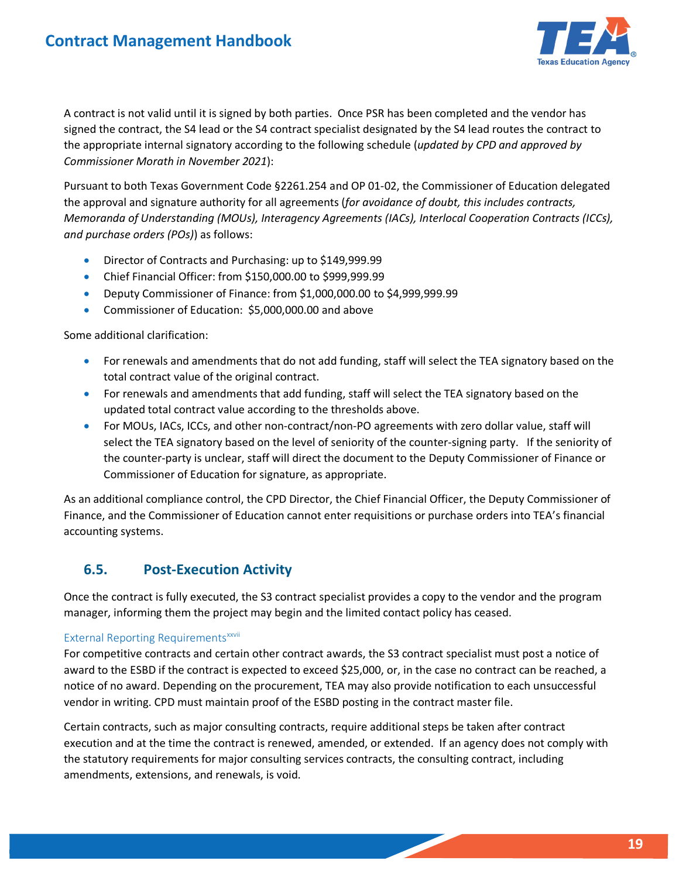A contract is not valid until it is signed by both parties. Once PSR has been completed and the vendor has signed the contract, the S4 lead or the S4 contract specialist designated by the S4 lead routes the contract to the appropriate internal signatory according to the following schedule (*updated by CPD and approved by Commissioner Morath in November 2021*):

Pursuant to both Texas Government Code §2261.254 and OP 01-02, the Commissioner of Education delegated the approval and signature authority for all agreements (*for avoidance of doubt, this includes contracts, Memoranda of Understanding (MOUs), Interagency Agreements (IACs), Interlocal Cooperation Contracts (ICCs), and purchase orders (POs)*) as follows:

- Director of Contracts and Purchasing: up to $149,999.99
- Chief Financial Officer: from $150,000.00 to $999,999.99
- Deputy Commissioner of Finance: from $1,000,000.00 to $4,999,999.99
- Commissioner of Education: $5,000,000.00 and above

Some additional clarification:

- For renewals and amendments that do not add funding, staff will select the TEA signatory based on the total contract value of the original contract.
- For renewals and amendments that add funding, staff will select the TEA signatory based on the updated total contract value according to the thresholds above.
- For MOUs, IACs, ICCs, and other non-contract/non-PO agreements with zero dollar value, staff will select the TEA signatory based on the level of seniority of the counter-signing party. If the seniority of the counter-party is unclear, staff will direct the document to the Deputy Commissioner of Finance or Commissioner of Education for signature, as appropriate.

As an additional compliance control, the CPD Director, the Chief Financial Officer, the Deputy Commissioner of Finance, and the Commissioner of Education cannot enter requisitions or purchase orders into TEA's financial accounting systems.

## 6.5. Post-Execution Activity

Once the contract is fully executed, the S3 contract specialist provides a copy to the vendor and the program manager, informing them the project may begin and the limited contact policy has ceased.

#### External Reporting Requirements[xxvii]

For competitive contracts and certain other contract awards, the S3 contract specialist must post a notice of award to the ESBD if the contract is expected to exceed $25,000, or, in the case no contract can be reached, a notice of no award. Depending on the procurement, TEA may also provide notification to each unsuccessful vendor in writing. CPD must maintain proof of the ESBD posting in the contract master file.

Certain contracts, such as major consulting contracts, require additional steps be taken after contract execution and at the time the contract is renewed, amended, or extended. If an agency does not comply with the statutory requirements for major consulting services contracts, the consulting contract, including amendments, extensions, and renewals, is void.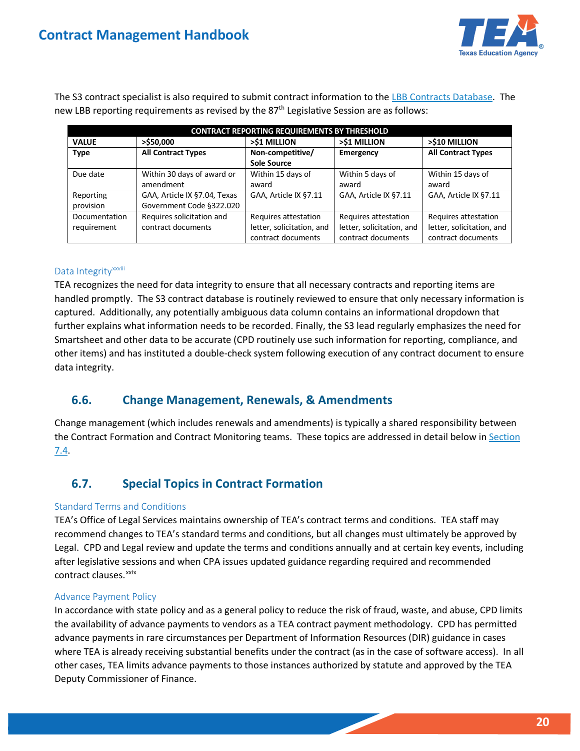The S3 contract specialist is also required to submit contract information to the LBB Contracts Database. The new LBB reporting requirements as revised by the 87th Legislative Session are as follows:

| CONTRACT REPORTING REQUIREMENTS BY THRESHOLD | | | | |
|---|---|---|---|---|
| **VALUE** | **>$50,000** | **>$1 MILLION** | **>$1 MILLION** | **>$10 MILLION** |
| **Type** | **All Contract Types** | **Non-competitive/ Sole Source** | **Emergency** | **All Contract Types** |
| Due date | Within 30 days of award or amendment | Within 15 days of award | Within 5 days of award | Within 15 days of award |
| Reporting provision | GAA, Article IX §7.04, Texas Government Code §322.020 | GAA, Article IX §7.11 | GAA, Article IX §7.11 | GAA, Article IX §7.11 |
| Documentation requirement | Requires solicitation and contract documents | Requires attestation letter, solicitation, and contract documents | Requires attestation letter, solicitation, and contract documents | Requires attestation letter, solicitation, and contract documents |

### Data Integrity[xxviii]

TEA recognizes the need for data integrity to ensure that all necessary contracts and reporting items are handled promptly. The S3 contract database is routinely reviewed to ensure that only necessary information is captured. Additionally, any potentially ambiguous data column contains an informational dropdown that further explains what information needs to be recorded. Finally, the S3 lead regularly emphasizes the need for Smartsheet and other data to be accurate (CPD routinely use such information for reporting, compliance, and other items) and has instituted a double-check system following execution of any contract document to ensure data integrity.

## 6.6. Change Management, Renewals, & Amendments

Change management (which includes renewals and amendments) is typically a shared responsibility between the Contract Formation and Contract Monitoring teams. These topics are addressed in detail below in Section 7.4.

## 6.7. Special Topics in Contract Formation

### Standard Terms and Conditions

TEA's Office of Legal Services maintains ownership of TEA's contract terms and conditions. TEA staff may recommend changes to TEA's standard terms and conditions, but all changes must ultimately be approved by Legal. CPD and Legal review and update the terms and conditions annually and at certain key events, including after legislative sessions and when CPA issues updated guidance regarding required and recommended contract clauses.[xxix]

### Advance Payment Policy

In accordance with state policy and as a general policy to reduce the risk of fraud, waste, and abuse, CPD limits the availability of advance payments to vendors as a TEA contract payment methodology. CPD has permitted advance payments in rare circumstances per Department of Information Resources (DIR) guidance in cases where TEA is already receiving substantial benefits under the contract (as in the case of software access). In all other cases, TEA limits advance payments to those instances authorized by statute and approved by the TEA Deputy Commissioner of Finance.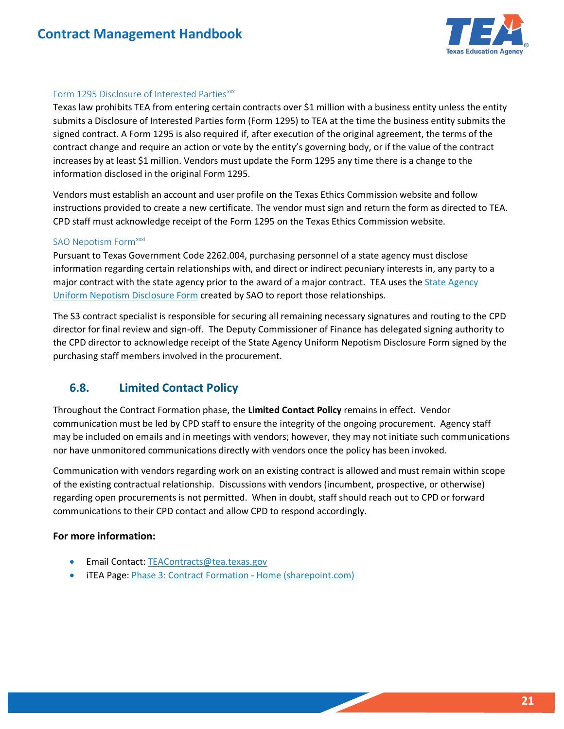#### Form 1295 Disclosure of Interested Parties[xxx]

Texas law prohibits TEA from entering certain contracts over $1 million with a business entity unless the entity submits a Disclosure of Interested Parties form (Form 1295) to TEA at the time the business entity submits the signed contract. A Form 1295 is also required if, after execution of the original agreement, the terms of the contract change and require an action or vote by the entity's governing body, or if the value of the contract increases by at least $1 million. Vendors must update the Form 1295 any time there is a change to the information disclosed in the original Form 1295.

Vendors must establish an account and user profile on the Texas Ethics Commission website and follow instructions provided to create a new certificate. The vendor must sign and return the form as directed to TEA. CPD staff must acknowledge receipt of the Form 1295 on the Texas Ethics Commission website.

#### SAO Nepotism Form[xxxi]

Pursuant to Texas Government Code 2262.004, purchasing personnel of a state agency must disclose information regarding certain relationships with, and direct or indirect pecuniary interests in, any party to a major contract with the state agency prior to the award of a major contract. TEA uses the [State Agency Uniform Nepotism Disclosure Form]() created by SAO to report those relationships.

The S3 contract specialist is responsible for securing all remaining necessary signatures and routing to the CPD director for final review and sign-off. The Deputy Commissioner of Finance has delegated signing authority to the CPD director to acknowledge receipt of the State Agency Uniform Nepotism Disclosure Form signed by the purchasing staff members involved in the procurement.

## 6.8. Limited Contact Policy

Throughout the Contract Formation phase, the **Limited Contact Policy** remains in effect. Vendor communication must be led by CPD staff to ensure the integrity of the ongoing procurement. Agency staff may be included on emails and in meetings with vendors; however, they may not initiate such communications nor have unmonitored communications directly with vendors once the policy has been invoked.

Communication with vendors regarding work on an existing contract is allowed and must remain within scope of the existing contractual relationship. Discussions with vendors (incumbent, prospective, or otherwise) regarding open procurements is not permitted. When in doubt, staff should reach out to CPD or forward communications to their CPD contact and allow CPD to respond accordingly.

**For more information:**

- Email Contact: [TEAContracts@tea.texas.gov](mailto:TEAContracts@tea.texas.gov)
- iTEA Page: [Phase 3: Contract Formation - Home (sharepoint.com)]()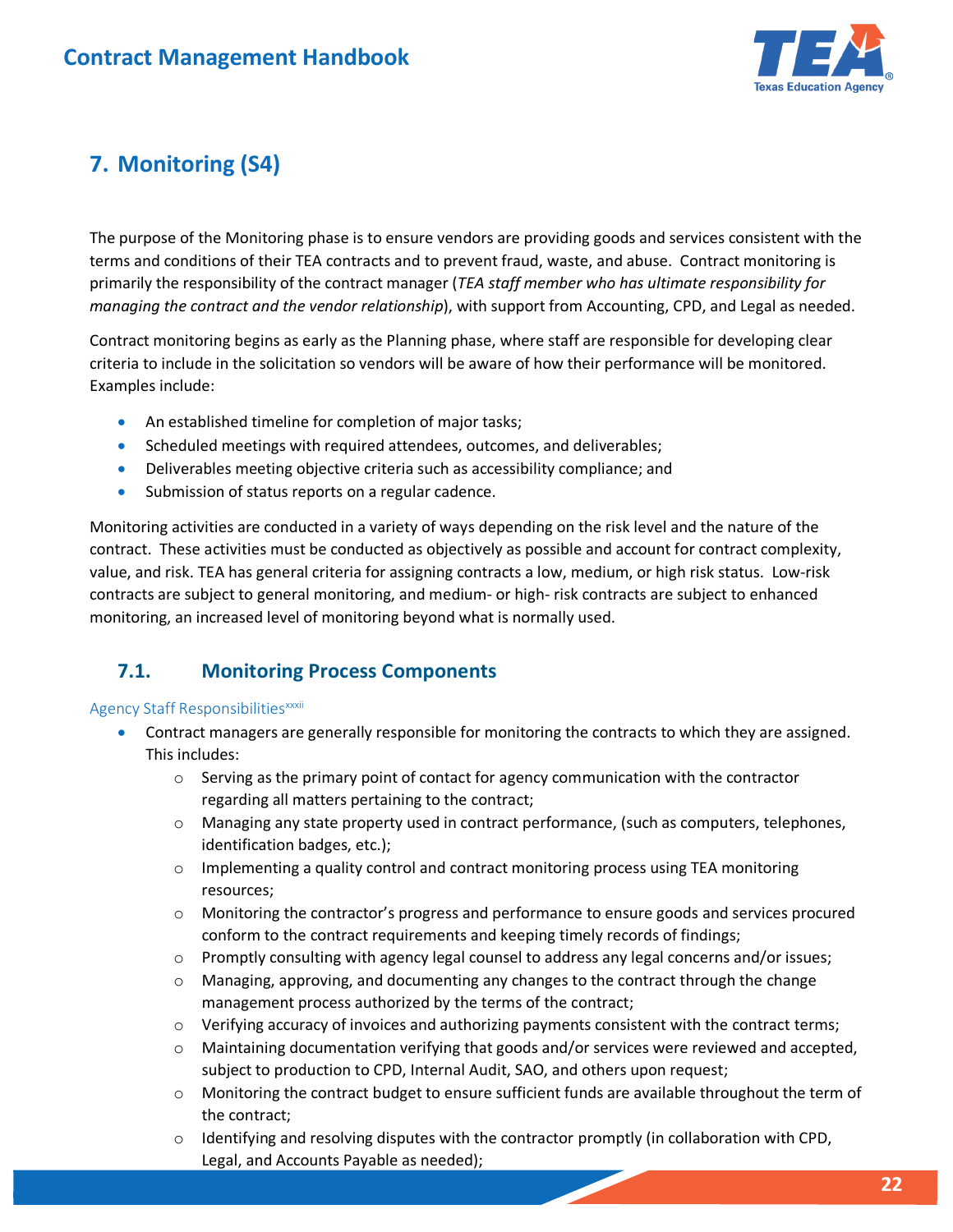## 7. Monitoring (S4)

The purpose of the Monitoring phase is to ensure vendors are providing goods and services consistent with the terms and conditions of their TEA contracts and to prevent fraud, waste, and abuse. Contract monitoring is primarily the responsibility of the contract manager (*TEA staff member who has ultimate responsibility for managing the contract and the vendor relationship*), with support from Accounting, CPD, and Legal as needed.

Contract monitoring begins as early as the Planning phase, where staff are responsible for developing clear criteria to include in the solicitation so vendors will be aware of how their performance will be monitored. Examples include:

- An established timeline for completion of major tasks;
- Scheduled meetings with required attendees, outcomes, and deliverables;
- Deliverables meeting objective criteria such as accessibility compliance; and
- Submission of status reports on a regular cadence.

Monitoring activities are conducted in a variety of ways depending on the risk level and the nature of the contract. These activities must be conducted as objectively as possible and account for contract complexity, value, and risk. TEA has general criteria for assigning contracts a low, medium, or high risk status. Low-risk contracts are subject to general monitoring, and medium- or high- risk contracts are subject to enhanced monitoring, an increased level of monitoring beyond what is normally used.

### 7.1. Monitoring Process Components

Agency Staff Responsibilities[xxxii]

- Contract managers are generally responsible for monitoring the contracts to which they are assigned. This includes:
  - Serving as the primary point of contact for agency communication with the contractor regarding all matters pertaining to the contract;
  - Managing any state property used in contract performance, (such as computers, telephones, identification badges, etc.);
  - Implementing a quality control and contract monitoring process using TEA monitoring resources;
  - Monitoring the contractor's progress and performance to ensure goods and services procured conform to the contract requirements and keeping timely records of findings;
  - Promptly consulting with agency legal counsel to address any legal concerns and/or issues;
  - Managing, approving, and documenting any changes to the contract through the change management process authorized by the terms of the contract;
  - Verifying accuracy of invoices and authorizing payments consistent with the contract terms;
  - Maintaining documentation verifying that goods and/or services were reviewed and accepted, subject to production to CPD, Internal Audit, SAO, and others upon request;
  - Monitoring the contract budget to ensure sufficient funds are available throughout the term of the contract;
  - Identifying and resolving disputes with the contractor promptly (in collaboration with CPD, Legal, and Accounts Payable as needed);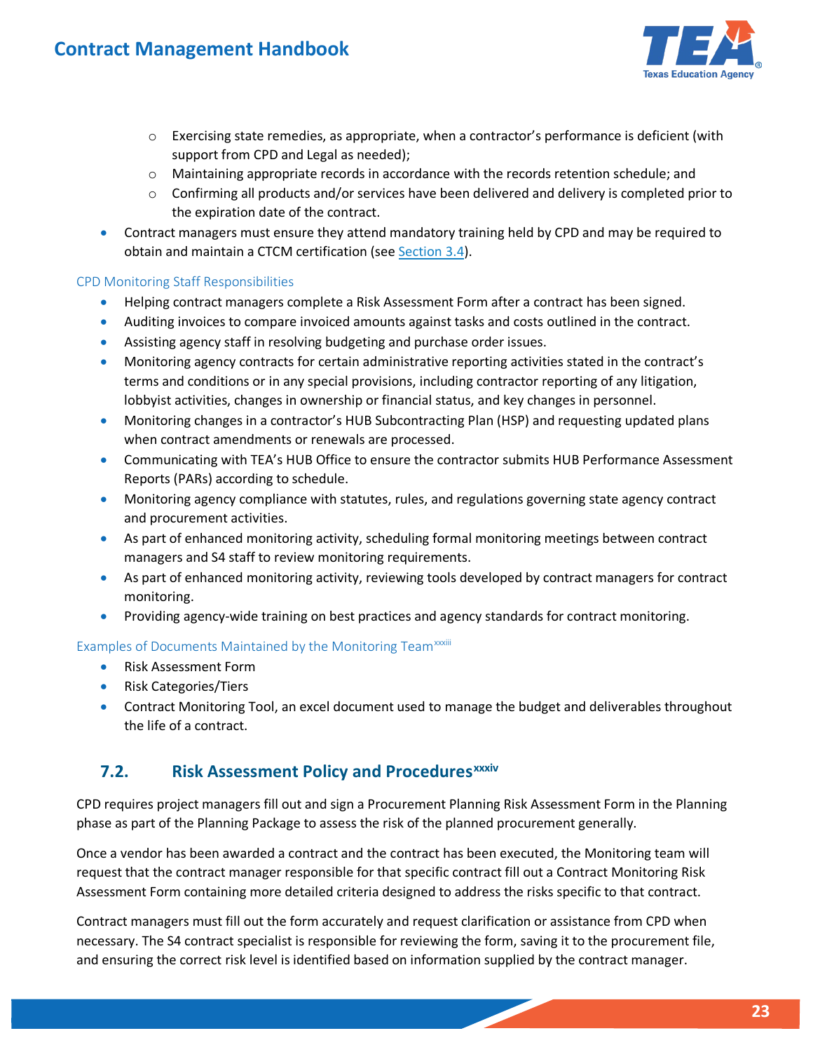- Exercising state remedies, as appropriate, when a contractor's performance is deficient (with support from CPD and Legal as needed);
  - Maintaining appropriate records in accordance with the records retention schedule; and
  - Confirming all products and/or services have been delivered and delivery is completed prior to the expiration date of the contract.
- Contract managers must ensure they attend mandatory training held by CPD and may be required to obtain and maintain a CTCM certification (see Section 3.4).

#### CPD Monitoring Staff Responsibilities

- Helping contract managers complete a Risk Assessment Form after a contract has been signed.
- Auditing invoices to compare invoiced amounts against tasks and costs outlined in the contract.
- Assisting agency staff in resolving budgeting and purchase order issues.
- Monitoring agency contracts for certain administrative reporting activities stated in the contract's terms and conditions or in any special provisions, including contractor reporting of any litigation, lobbyist activities, changes in ownership or financial status, and key changes in personnel.
- Monitoring changes in a contractor's HUB Subcontracting Plan (HSP) and requesting updated plans when contract amendments or renewals are processed.
- Communicating with TEA's HUB Office to ensure the contractor submits HUB Performance Assessment Reports (PARs) according to schedule.
- Monitoring agency compliance with statutes, rules, and regulations governing state agency contract and procurement activities.
- As part of enhanced monitoring activity, scheduling formal monitoring meetings between contract managers and S4 staff to review monitoring requirements.
- As part of enhanced monitoring activity, reviewing tools developed by contract managers for contract monitoring.
- Providing agency-wide training on best practices and agency standards for contract monitoring.

#### Examples of Documents Maintained by the Monitoring Team[xxxiii]

- Risk Assessment Form
- Risk Categories/Tiers
- Contract Monitoring Tool, an excel document used to manage the budget and deliverables throughout the life of a contract.

## 7.2. Risk Assessment Policy and Procedures[xxxiv]

CPD requires project managers fill out and sign a Procurement Planning Risk Assessment Form in the Planning phase as part of the Planning Package to assess the risk of the planned procurement generally.

Once a vendor has been awarded a contract and the contract has been executed, the Monitoring team will request that the contract manager responsible for that specific contract fill out a Contract Monitoring Risk Assessment Form containing more detailed criteria designed to address the risks specific to that contract.

Contract managers must fill out the form accurately and request clarification or assistance from CPD when necessary. The S4 contract specialist is responsible for reviewing the form, saving it to the procurement file, and ensuring the correct risk level is identified based on information supplied by the contract manager.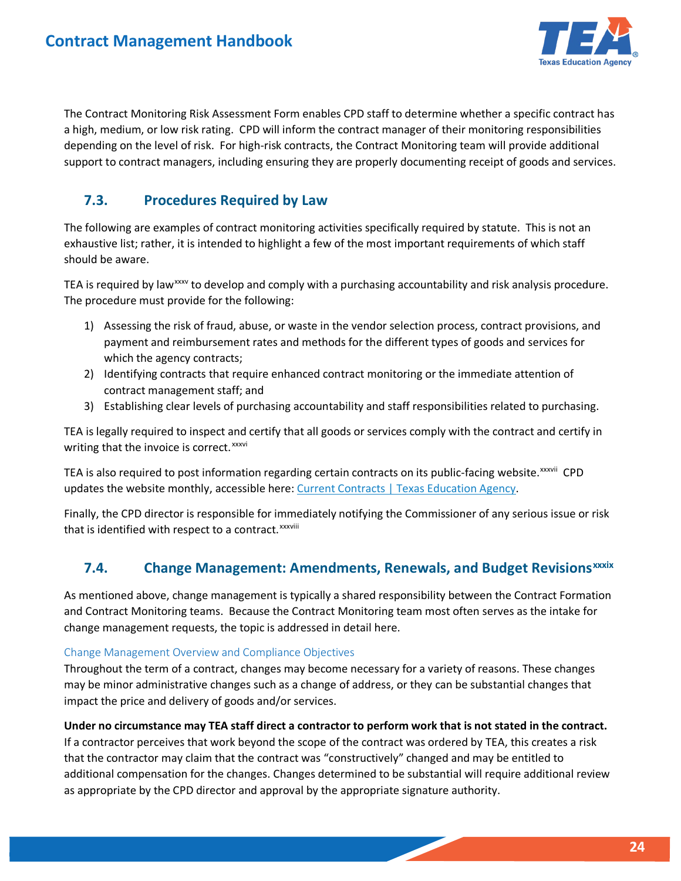The Contract Monitoring Risk Assessment Form enables CPD staff to determine whether a specific contract has a high, medium, or low risk rating. CPD will inform the contract manager of their monitoring responsibilities depending on the level of risk. For high-risk contracts, the Contract Monitoring team will provide additional support to contract managers, including ensuring they are properly documenting receipt of goods and services.

## 7.3. Procedures Required by Law

The following are examples of contract monitoring activities specifically required by statute. This is not an exhaustive list; rather, it is intended to highlight a few of the most important requirements of which staff should be aware.

TEA is required by law[xxxv] to develop and comply with a purchasing accountability and risk analysis procedure. The procedure must provide for the following:

1) Assessing the risk of fraud, abuse, or waste in the vendor selection process, contract provisions, and payment and reimbursement rates and methods for the different types of goods and services for which the agency contracts;
2) Identifying contracts that require enhanced contract monitoring or the immediate attention of contract management staff; and
3) Establishing clear levels of purchasing accountability and staff responsibilities related to purchasing.

TEA is legally required to inspect and certify that all goods or services comply with the contract and certify in writing that the invoice is correct.[xxxvi]

TEA is also required to post information regarding certain contracts on its public-facing website.[xxxvii] CPD updates the website monthly, accessible here: [Current Contracts | Texas Education Agency](Current Contracts | Texas Education Agency).

Finally, the CPD director is responsible for immediately notifying the Commissioner of any serious issue or risk that is identified with respect to a contract.[xxxviii]

## 7.4. Change Management: Amendments, Renewals, and Budget Revisions[xxxix]

As mentioned above, change management is typically a shared responsibility between the Contract Formation and Contract Monitoring teams. Because the Contract Monitoring team most often serves as the intake for change management requests, the topic is addressed in detail here.

### Change Management Overview and Compliance Objectives

Throughout the term of a contract, changes may become necessary for a variety of reasons. These changes may be minor administrative changes such as a change of address, or they can be substantial changes that impact the price and delivery of goods and/or services.

**Under no circumstance may TEA staff direct a contractor to perform work that is not stated in the contract.** If a contractor perceives that work beyond the scope of the contract was ordered by TEA, this creates a risk that the contractor may claim that the contract was "constructively" changed and may be entitled to additional compensation for the changes. Changes determined to be substantial will require additional review as appropriate by the CPD director and approval by the appropriate signature authority.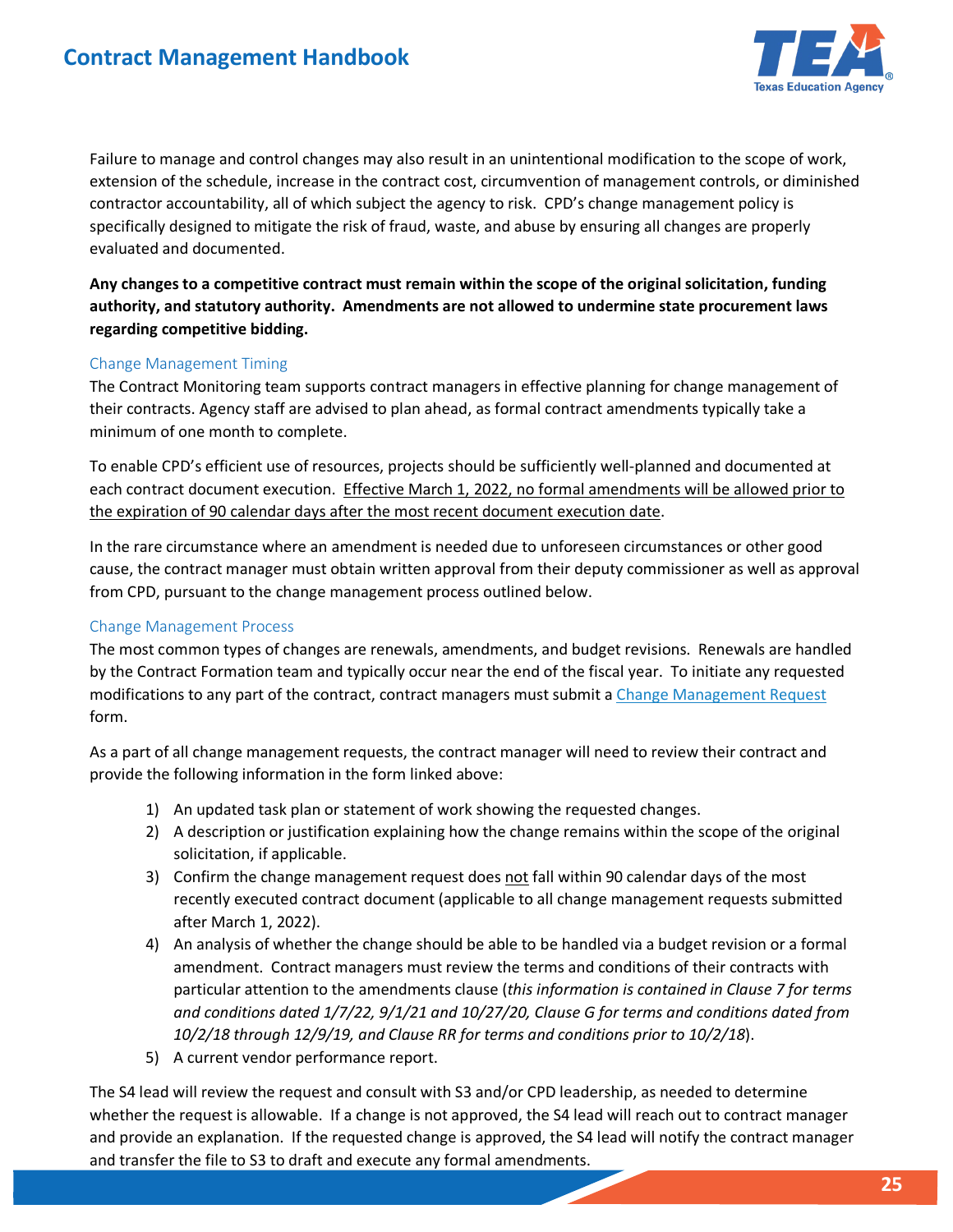Failure to manage and control changes may also result in an unintentional modification to the scope of work, extension of the schedule, increase in the contract cost, circumvention of management controls, or diminished contractor accountability, all of which subject the agency to risk. CPD's change management policy is specifically designed to mitigate the risk of fraud, waste, and abuse by ensuring all changes are properly evaluated and documented.

**Any changes to a competitive contract must remain within the scope of the original solicitation, funding authority, and statutory authority. Amendments are not allowed to undermine state procurement laws regarding competitive bidding.**

### Change Management Timing

The Contract Monitoring team supports contract managers in effective planning for change management of their contracts. Agency staff are advised to plan ahead, as formal contract amendments typically take a minimum of one month to complete.

To enable CPD's efficient use of resources, projects should be sufficiently well-planned and documented at each contract document execution. <u>Effective March 1, 2022, no formal amendments will be allowed prior to the expiration of 90 calendar days after the most recent document execution date</u>.

In the rare circumstance where an amendment is needed due to unforeseen circumstances or other good cause, the contract manager must obtain written approval from their deputy commissioner as well as approval from CPD, pursuant to the change management process outlined below.

### Change Management Process

The most common types of changes are renewals, amendments, and budget revisions. Renewals are handled by the Contract Formation team and typically occur near the end of the fiscal year. To initiate any requested modifications to any part of the contract, contract managers must submit a [Change Management Request]() form.

As a part of all change management requests, the contract manager will need to review their contract and provide the following information in the form linked above:

1) An updated task plan or statement of work showing the requested changes.
2) A description or justification explaining how the change remains within the scope of the original solicitation, if applicable.
3) Confirm the change management request does <u>not</u> fall within 90 calendar days of the most recently executed contract document (applicable to all change management requests submitted after March 1, 2022).
4) An analysis of whether the change should be able to be handled via a budget revision or a formal amendment. Contract managers must review the terms and conditions of their contracts with particular attention to the amendments clause (*this information is contained in Clause 7 for terms and conditions dated 1/7/22, 9/1/21 and 10/27/20, Clause G for terms and conditions dated from 10/2/18 through 12/9/19, and Clause RR for terms and conditions prior to 10/2/18*).
5) A current vendor performance report.

The S4 lead will review the request and consult with S3 and/or CPD leadership, as needed to determine whether the request is allowable. If a change is not approved, the S4 lead will reach out to contract manager and provide an explanation. If the requested change is approved, the S4 lead will notify the contract manager and transfer the file to S3 to draft and execute any formal amendments.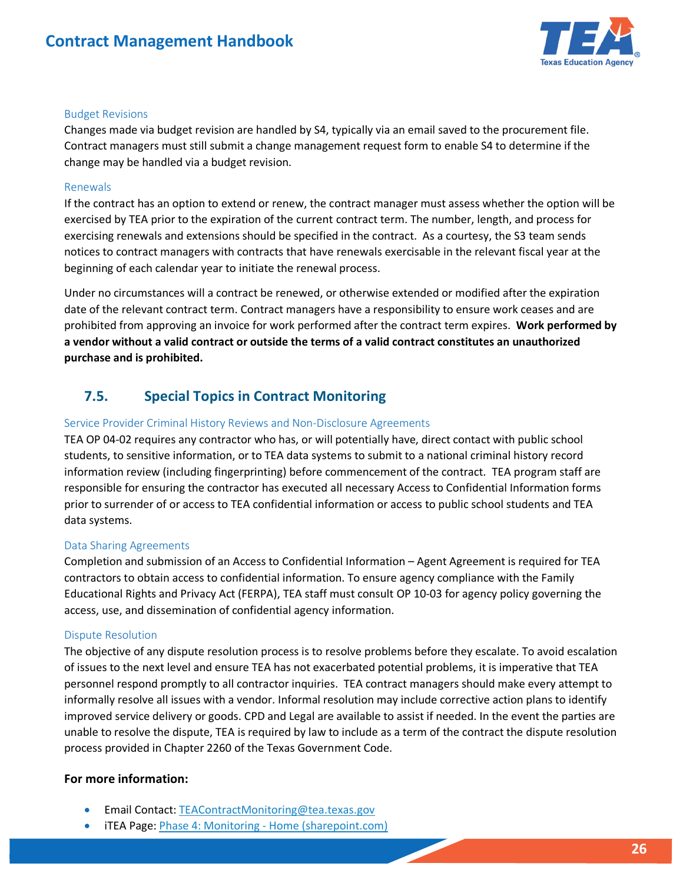### Budget Revisions

Changes made via budget revision are handled by S4, typically via an email saved to the procurement file. Contract managers must still submit a change management request form to enable S4 to determine if the change may be handled via a budget revision.

### Renewals

If the contract has an option to extend or renew, the contract manager must assess whether the option will be exercised by TEA prior to the expiration of the current contract term. The number, length, and process for exercising renewals and extensions should be specified in the contract. As a courtesy, the S3 team sends notices to contract managers with contracts that have renewals exercisable in the relevant fiscal year at the beginning of each calendar year to initiate the renewal process.

Under no circumstances will a contract be renewed, or otherwise extended or modified after the expiration date of the relevant contract term. Contract managers have a responsibility to ensure work ceases and are prohibited from approving an invoice for work performed after the contract term expires. **Work performed by a vendor without a valid contract or outside the terms of a valid contract constitutes an unauthorized purchase and is prohibited.**

## 7.5. Special Topics in Contract Monitoring

### Service Provider Criminal History Reviews and Non-Disclosure Agreements

TEA OP 04-02 requires any contractor who has, or will potentially have, direct contact with public school students, to sensitive information, or to TEA data systems to submit to a national criminal history record information review (including fingerprinting) before commencement of the contract. TEA program staff are responsible for ensuring the contractor has executed all necessary Access to Confidential Information forms prior to surrender of or access to TEA confidential information or access to public school students and TEA data systems.

### Data Sharing Agreements

Completion and submission of an Access to Confidential Information – Agent Agreement is required for TEA contractors to obtain access to confidential information. To ensure agency compliance with the Family Educational Rights and Privacy Act (FERPA), TEA staff must consult OP 10-03 for agency policy governing the access, use, and dissemination of confidential agency information.

### Dispute Resolution

The objective of any dispute resolution process is to resolve problems before they escalate. To avoid escalation of issues to the next level and ensure TEA has not exacerbated potential problems, it is imperative that TEA personnel respond promptly to all contractor inquiries. TEA contract managers should make every attempt to informally resolve all issues with a vendor. Informal resolution may include corrective action plans to identify improved service delivery or goods. CPD and Legal are available to assist if needed. In the event the parties are unable to resolve the dispute, TEA is required by law to include as a term of the contract the dispute resolution process provided in Chapter 2260 of the Texas Government Code.

**For more information:**

- Email Contact: TEAContractMonitoring@tea.texas.gov
- iTEA Page: Phase 4: Monitoring - Home (sharepoint.com)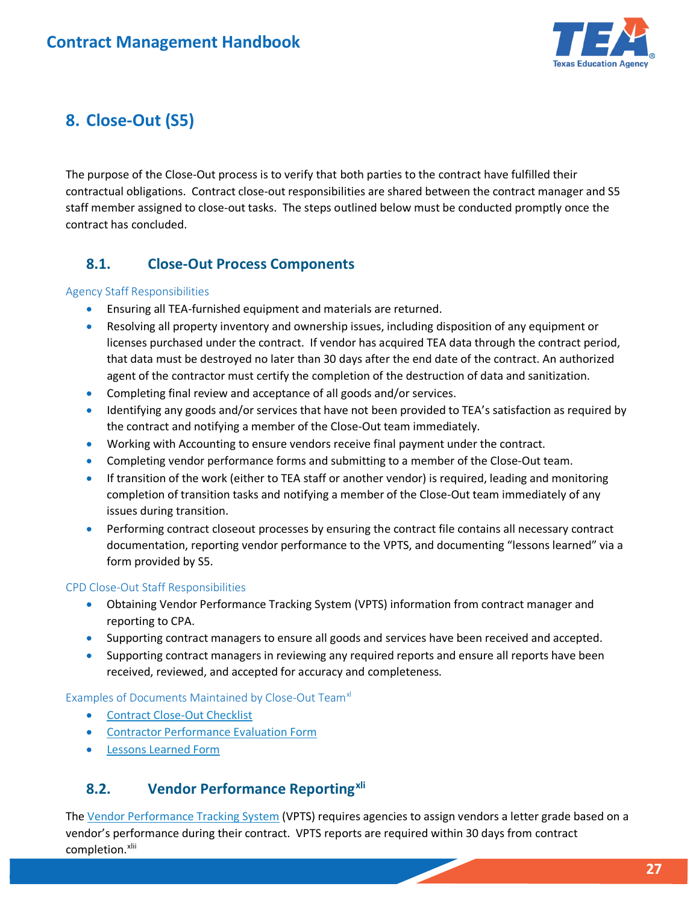# 8. Close-Out (S5)

The purpose of the Close-Out process is to verify that both parties to the contract have fulfilled their contractual obligations. Contract close-out responsibilities are shared between the contract manager and S5 staff member assigned to close-out tasks. The steps outlined below must be conducted promptly once the contract has concluded.

## 8.1. Close-Out Process Components

### Agency Staff Responsibilities

- Ensuring all TEA-furnished equipment and materials are returned.
- Resolving all property inventory and ownership issues, including disposition of any equipment or licenses purchased under the contract. If vendor has acquired TEA data through the contract period, that data must be destroyed no later than 30 days after the end date of the contract. An authorized agent of the contractor must certify the completion of the destruction of data and sanitization.
- Completing final review and acceptance of all goods and/or services.
- Identifying any goods and/or services that have not been provided to TEA's satisfaction as required by the contract and notifying a member of the Close-Out team immediately.
- Working with Accounting to ensure vendors receive final payment under the contract.
- Completing vendor performance forms and submitting to a member of the Close-Out team.
- If transition of the work (either to TEA staff or another vendor) is required, leading and monitoring completion of transition tasks and notifying a member of the Close-Out team immediately of any issues during transition.
- Performing contract closeout processes by ensuring the contract file contains all necessary contract documentation, reporting vendor performance to the VPTS, and documenting "lessons learned" via a form provided by S5.

### CPD Close-Out Staff Responsibilities

- Obtaining Vendor Performance Tracking System (VPTS) information from contract manager and reporting to CPA.
- Supporting contract managers to ensure all goods and services have been received and accepted.
- Supporting contract managers in reviewing any required reports and ensure all reports have been received, reviewed, and accepted for accuracy and completeness.

### Examples of Documents Maintained by Close-Out Team[xl]

- Contract Close-Out Checklist
- Contractor Performance Evaluation Form
- Lessons Learned Form

## 8.2. Vendor Performance Reporting[xli]

The Vendor Performance Tracking System (VPTS) requires agencies to assign vendors a letter grade based on a vendor's performance during their contract. VPTS reports are required within 30 days from contract completion.[xlii]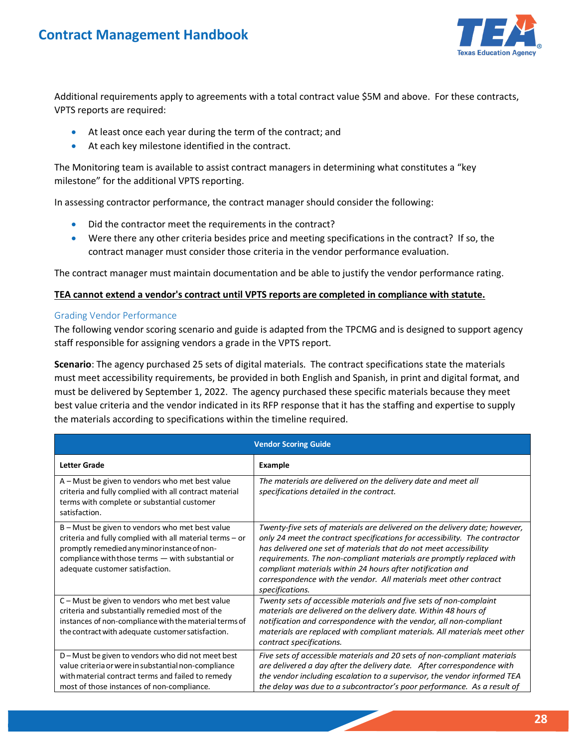Additional requirements apply to agreements with a total contract value $5M and above. For these contracts, VPTS reports are required:

- At least once each year during the term of the contract; and
- At each key milestone identified in the contract.

The Monitoring team is available to assist contract managers in determining what constitutes a "key milestone" for the additional VPTS reporting.

In assessing contractor performance, the contract manager should consider the following:

- Did the contractor meet the requirements in the contract?
- Were there any other criteria besides price and meeting specifications in the contract? If so, the contract manager must consider those criteria in the vendor performance evaluation.

The contract manager must maintain documentation and be able to justify the vendor performance rating.

**TEA cannot extend a vendor's contract until VPTS reports are completed in compliance with statute.**

### Grading Vendor Performance

The following vendor scoring scenario and guide is adapted from the TPCMG and is designed to support agency staff responsible for assigning vendors a grade in the VPTS report.

**Scenario**: The agency purchased 25 sets of digital materials. The contract specifications state the materials must meet accessibility requirements, be provided in both English and Spanish, in print and digital format, and must be delivered by September 1, 2022. The agency purchased these specific materials because they meet best value criteria and the vendor indicated in its RFP response that it has the staffing and expertise to supply the materials according to specifications within the timeline required.

| Vendor Scoring Guide | |
|---|---|
| **Letter Grade** | **Example** |
| A – Must be given to vendors who met best value criteria and fully complied with all contract material terms with complete or substantial customer satisfaction. | *The materials are delivered on the delivery date and meet all specifications detailed in the contract.* |
| B – Must be given to vendors who met best value criteria and fully complied with all material terms – or promptly remedied any minor instance of non-compliance with those terms — with substantial or adequate customer satisfaction. | *Twenty-five sets of materials are delivered on the delivery date; however, only 24 meet the contract specifications for accessibility. The contractor has delivered one set of materials that do not meet accessibility requirements. The non-compliant materials are promptly replaced with compliant materials within 24 hours after notification and correspondence with the vendor. All materials meet other contract specifications.* |
| C – Must be given to vendors who met best value criteria and substantially remedied most of the instances of non-compliance with the material terms of the contract with adequate customer satisfaction. | *Twenty sets of accessible materials and five sets of non-complaint materials are delivered on the delivery date. Within 48 hours of notification and correspondence with the vendor, all non-compliant materials are replaced with compliant materials. All materials meet other contract specifications.* |
| D – Must be given to vendors who did not meet best value criteria or were in substantial non-compliance with material contract terms and failed to remedy most of those instances of non-compliance. | *Five sets of accessible materials and 20 sets of non-compliant materials are delivered a day after the delivery date. After correspondence with the vendor including escalation to a supervisor, the vendor informed TEA the delay was due to a subcontractor's poor performance. As a result of* |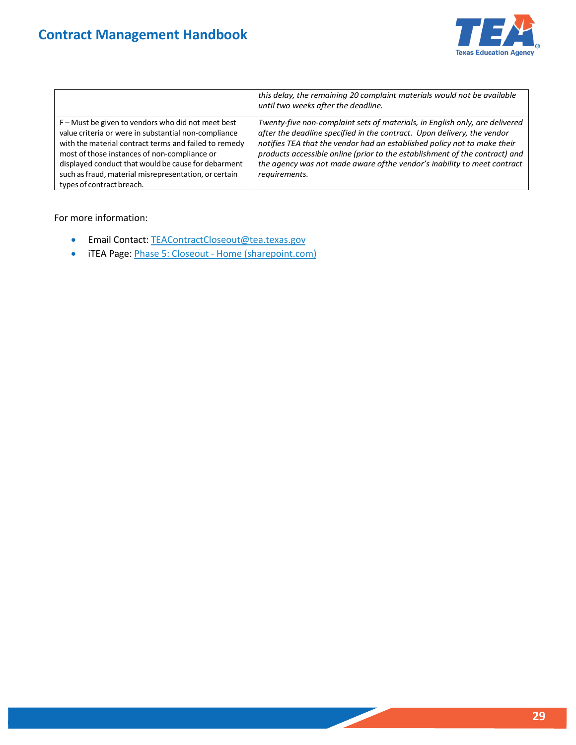| | |
|---|---|
| | *this delay, the remaining 20 complaint materials would not be available until two weeks after the deadline.* |
| F – Must be given to vendors who did not meet best value criteria or were in substantial non-compliance with the material contract terms and failed to remedy most of those instances of non-compliance or displayed conduct that would be cause for debarment such as fraud, material misrepresentation, or certain types of contract breach. | *Twenty-five non-complaint sets of materials, in English only, are delivered after the deadline specified in the contract. Upon delivery, the vendor notifies TEA that the vendor had an established policy not to make their products accessible online (prior to the establishment of the contract) and the agency was not made aware ofthe vendor's inability to meet contract requirements.* |

For more information:

- Email Contact: TEAContractCloseout@tea.texas.gov
- iTEA Page: Phase 5: Closeout - Home (sharepoint.com)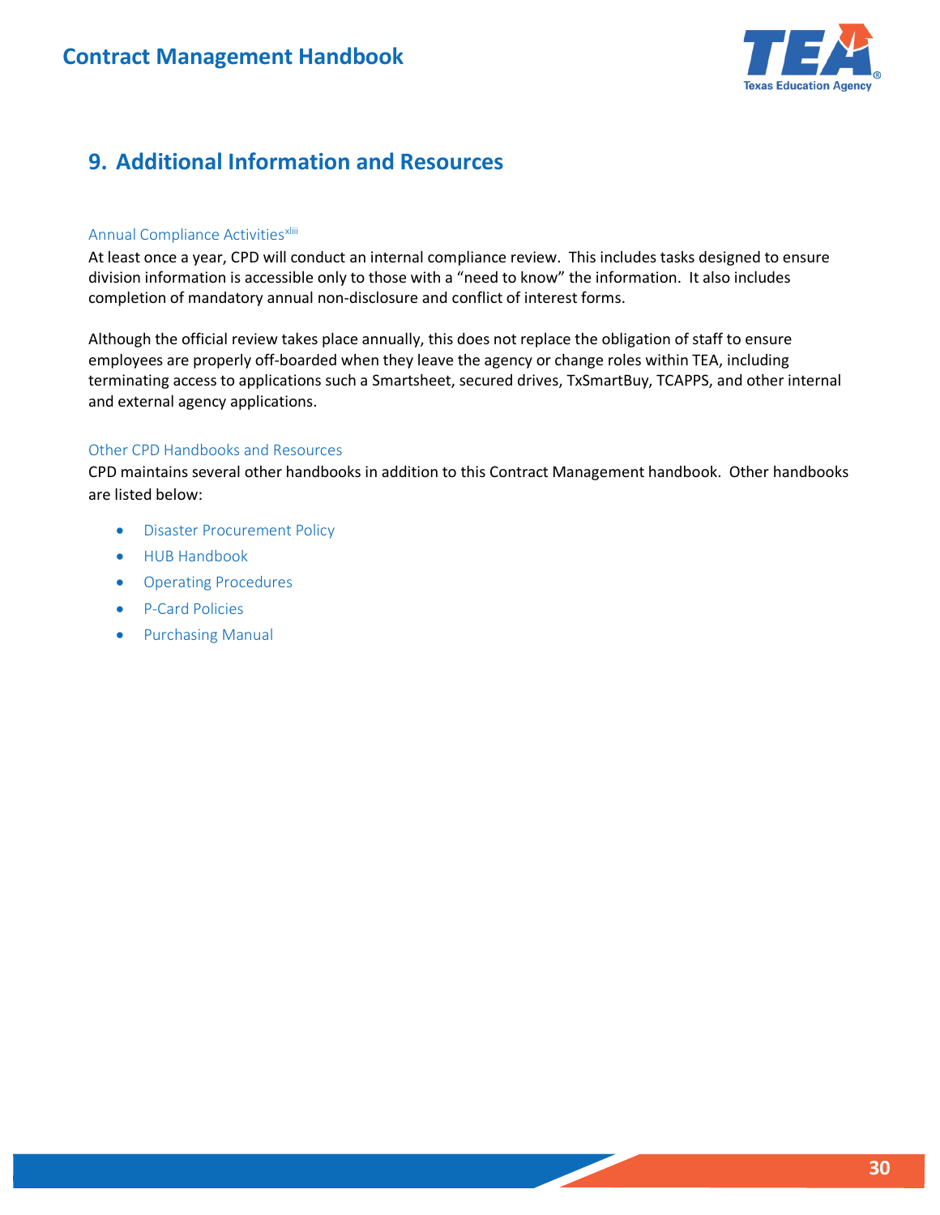# 9. Additional Information and Resources

### Annual Compliance Activities[xliii]

At least once a year, CPD will conduct an internal compliance review. This includes tasks designed to ensure division information is accessible only to those with a "need to know" the information. It also includes completion of mandatory annual non-disclosure and conflict of interest forms.

Although the official review takes place annually, this does not replace the obligation of staff to ensure employees are properly off-boarded when they leave the agency or change roles within TEA, including terminating access to applications such a Smartsheet, secured drives, TxSmartBuy, TCAPPS, and other internal and external agency applications.

### Other CPD Handbooks and Resources

CPD maintains several other handbooks in addition to this Contract Management handbook. Other handbooks are listed below:

- Disaster Procurement Policy
- HUB Handbook
- Operating Procedures
- P-Card Policies
- Purchasing Manual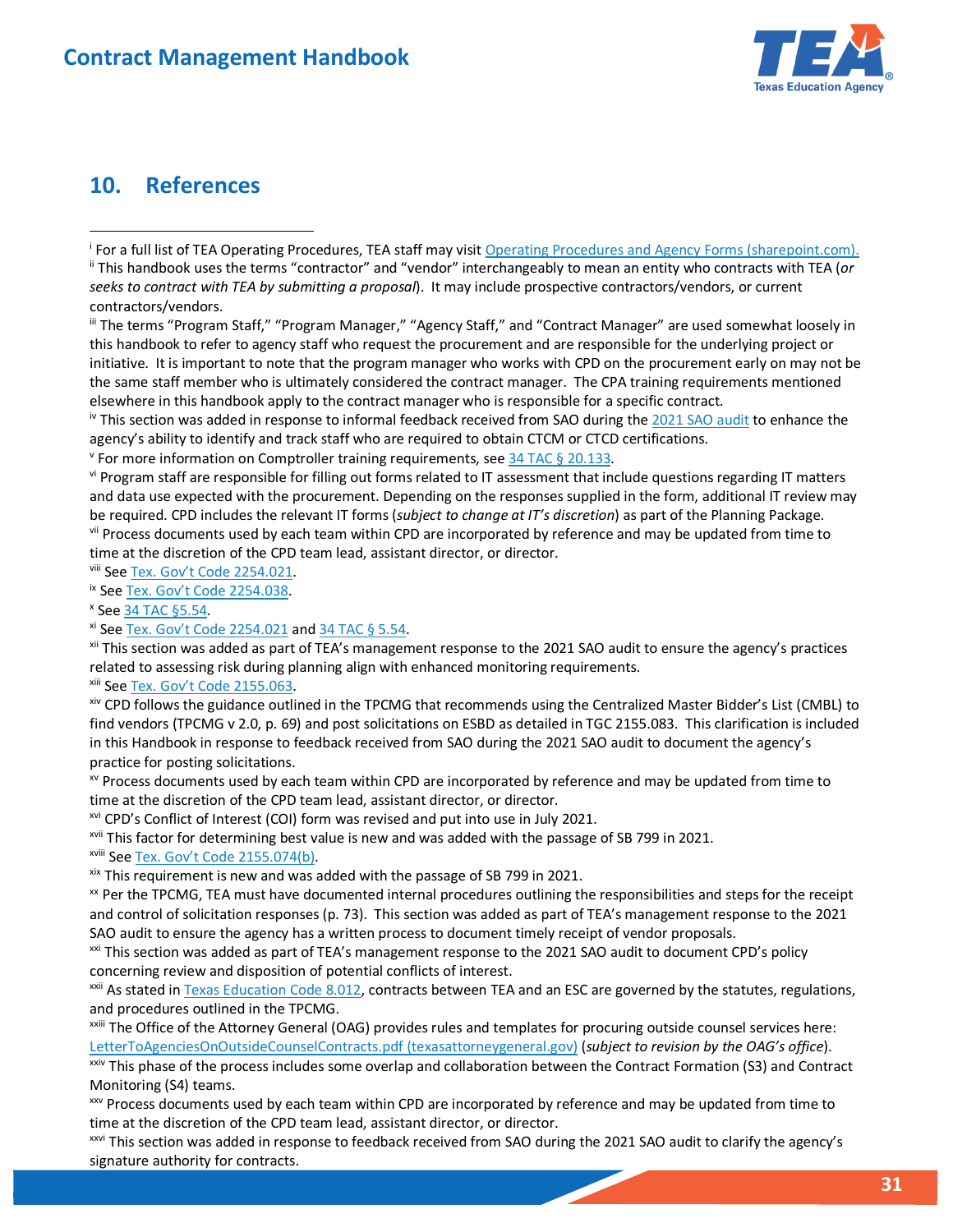## 10. References

[i] For a full list of TEA Operating Procedures, TEA staff may visit [Operating Procedures and Agency Forms (sharepoint.com).](Operating Procedures and Agency Forms (sharepoint.com).)

[ii] This handbook uses the terms "contractor" and "vendor" interchangeably to mean an entity who contracts with TEA (*or seeks to contract with TEA by submitting a proposal*). It may include prospective contractors/vendors, or current contractors/vendors.

[iii] The terms "Program Staff," "Program Manager," "Agency Staff," and "Contract Manager" are used somewhat loosely in this handbook to refer to agency staff who request the procurement and are responsible for the underlying project or initiative. It is important to note that the program manager who works with CPD on the procurement early on may not be the same staff member who is ultimately considered the contract manager. The CPA training requirements mentioned elsewhere in this handbook apply to the contract manager who is responsible for a specific contract.

[iv] This section was added in response to informal feedback received from SAO during the 2021 SAO audit to enhance the agency's ability to identify and track staff who are required to obtain CTCM or CTCD certifications.

[v] For more information on Comptroller training requirements, see 34 TAC § 20.133.

[vi] Program staff are responsible for filling out forms related to IT assessment that include questions regarding IT matters and data use expected with the procurement. Depending on the responses supplied in the form, additional IT review may be required. CPD includes the relevant IT forms (*subject to change at IT's discretion*) as part of the Planning Package.

[vii] Process documents used by each team within CPD are incorporated by reference and may be updated from time to time at the discretion of the CPD team lead, assistant director, or director.

[viii] See Tex. Gov't Code 2254.021.

[ix] See Tex. Gov't Code 2254.038.

[x] See 34 TAC §5.54.

[xi] See Tex. Gov't Code 2254.021 and 34 TAC § 5.54.

[xii] This section was added as part of TEA's management response to the 2021 SAO audit to ensure the agency's practices related to assessing risk during planning align with enhanced monitoring requirements.

[xiii] See Tex. Gov't Code 2155.063.

[xiv] CPD follows the guidance outlined in the TPCMG that recommends using the Centralized Master Bidder's List (CMBL) to find vendors (TPCMG v 2.0, p. 69) and post solicitations on ESBD as detailed in TGC 2155.083. This clarification is included in this Handbook in response to feedback received from SAO during the 2021 SAO audit to document the agency's practice for posting solicitations.

[xv] Process documents used by each team within CPD are incorporated by reference and may be updated from time to time at the discretion of the CPD team lead, assistant director, or director.

[xvi] CPD's Conflict of Interest (COI) form was revised and put into use in July 2021.

[xvii] This factor for determining best value is new and was added with the passage of SB 799 in 2021.

[xviii] See Tex. Gov't Code 2155.074(b).

[xix] This requirement is new and was added with the passage of SB 799 in 2021.

[xx] Per the TPCMG, TEA must have documented internal procedures outlining the responsibilities and steps for the receipt and control of solicitation responses (p. 73). This section was added as part of TEA's management response to the 2021 SAO audit to ensure the agency has a written process to document timely receipt of vendor proposals.

[xxi] This section was added as part of TEA's management response to the 2021 SAO audit to document CPD's policy concerning review and disposition of potential conflicts of interest.

[xxii] As stated in Texas Education Code 8.012, contracts between TEA and an ESC are governed by the statutes, regulations, and procedures outlined in the TPCMG.

[xxiii] The Office of the Attorney General (OAG) provides rules and templates for procuring outside counsel services here: LetterToAgenciesOnOutsideCounselContracts.pdf (texasattorneygeneral.gov) (*subject to revision by the OAG's office*).

[xxiv] This phase of the process includes some overlap and collaboration between the Contract Formation (S3) and Contract Monitoring (S4) teams.

[xxv] Process documents used by each team within CPD are incorporated by reference and may be updated from time to time at the discretion of the CPD team lead, assistant director, or director.

[xxvi] This section was added in response to feedback received from SAO during the 2021 SAO audit to clarify the agency's signature authority for contracts.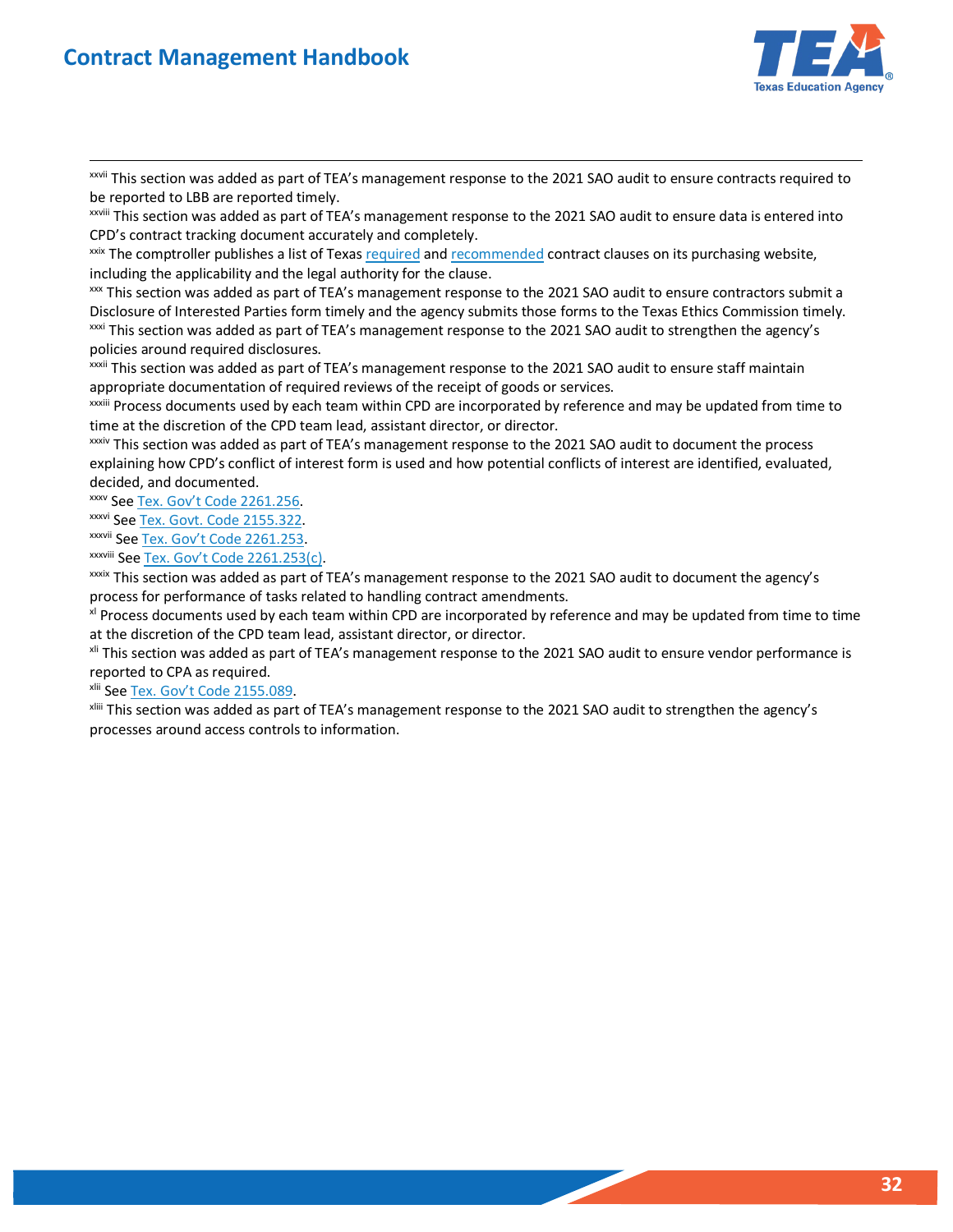[xxvii] This section was added as part of TEA's management response to the 2021 SAO audit to ensure contracts required to be reported to LBB are reported timely.

[xxviii] This section was added as part of TEA's management response to the 2021 SAO audit to ensure data is entered into CPD's contract tracking document accurately and completely.

[xxix] The comptroller publishes a list of Texas required and recommended contract clauses on its purchasing website, including the applicability and the legal authority for the clause.

[xxx] This section was added as part of TEA's management response to the 2021 SAO audit to ensure contractors submit a Disclosure of Interested Parties form timely and the agency submits those forms to the Texas Ethics Commission timely.

[xxxi] This section was added as part of TEA's management response to the 2021 SAO audit to strengthen the agency's policies around required disclosures.

[xxxii] This section was added as part of TEA's management response to the 2021 SAO audit to ensure staff maintain appropriate documentation of required reviews of the receipt of goods or services.

[xxxiii] Process documents used by each team within CPD are incorporated by reference and may be updated from time to time at the discretion of the CPD team lead, assistant director, or director.

[xxxiv] This section was added as part of TEA's management response to the 2021 SAO audit to document the process explaining how CPD's conflict of interest form is used and how potential conflicts of interest are identified, evaluated, decided, and documented.

[xxxv] See Tex. Gov't Code 2261.256.

[xxxvi] See Tex. Govt. Code 2155.322.

[xxxvii] See Tex. Gov't Code 2261.253.

[xxxviii] See Tex. Gov't Code 2261.253(c).

[xxxix] This section was added as part of TEA's management response to the 2021 SAO audit to document the agency's process for performance of tasks related to handling contract amendments.

[xl] Process documents used by each team within CPD are incorporated by reference and may be updated from time to time at the discretion of the CPD team lead, assistant director, or director.

[xli] This section was added as part of TEA's management response to the 2021 SAO audit to ensure vendor performance is reported to CPA as required.

[xlii] See Tex. Gov't Code 2155.089.

[xliii] This section was added as part of TEA's management response to the 2021 SAO audit to strengthen the agency's processes around access controls to information.